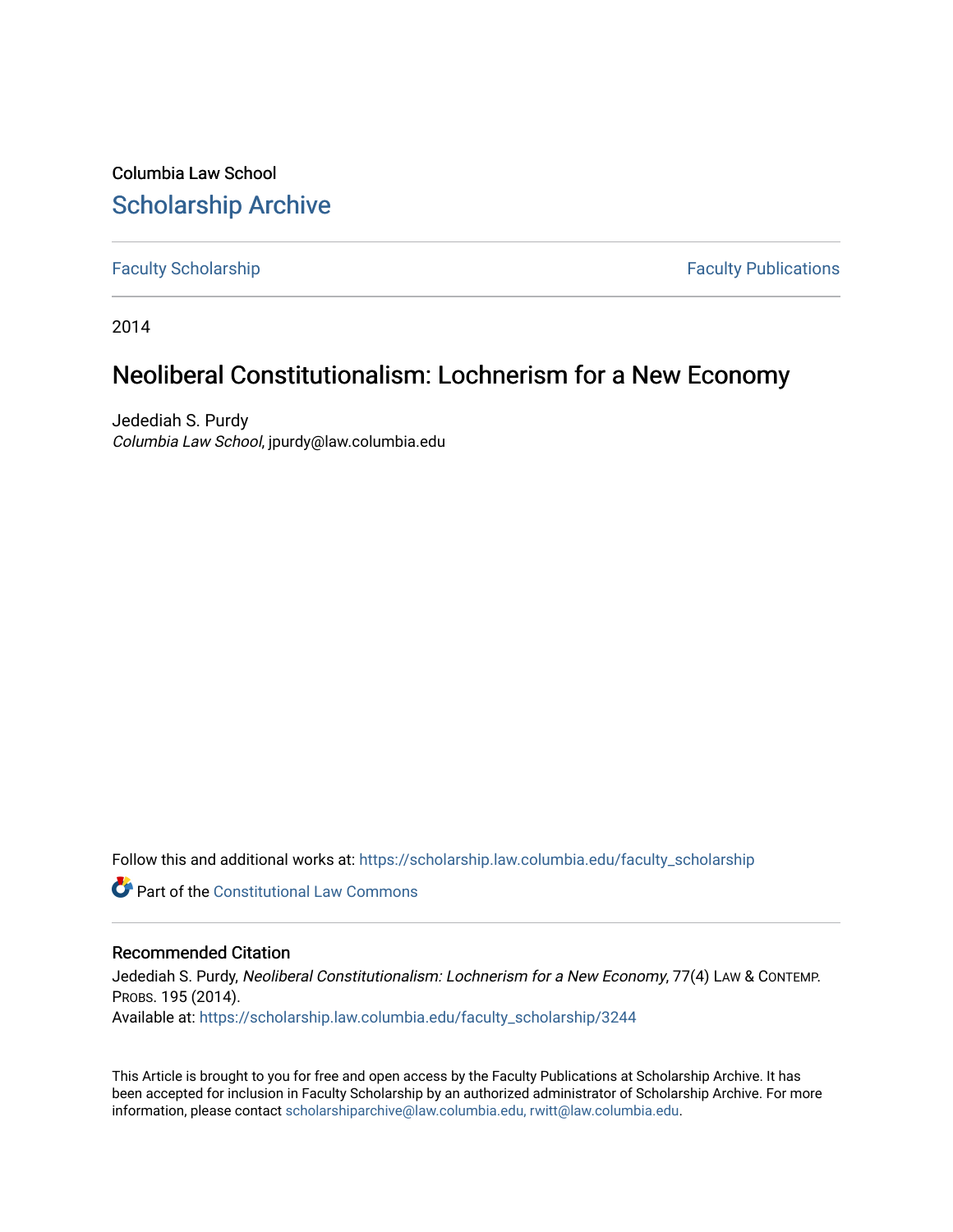Columbia Law School

## Scholarship Archive

Faculty Scholarship | Faculty Publications

2014

# Neoliberal Constitutionalism: Lochnerism for a New Economy

Jedediah S. Purdy
*Columbia Law School*, jpurdy@law.columbia.edu

Follow this and additional works at: https://scholarship.law.columbia.edu/faculty_scholarship

Part of the Constitutional Law Commons

### Recommended Citation

Jedediah S. Purdy, *Neoliberal Constitutionalism: Lochnerism for a New Economy*, 77(4) LAW & CONTEMP. PROBS. 195 (2014).
Available at: https://scholarship.law.columbia.edu/faculty_scholarship/3244

This Article is brought to you for free and open access by the Faculty Publications at Scholarship Archive. It has been accepted for inclusion in Faculty Scholarship by an authorized administrator of Scholarship Archive. For more information, please contact scholarshiparchive@law.columbia.edu, rwitt@law.columbia.edu.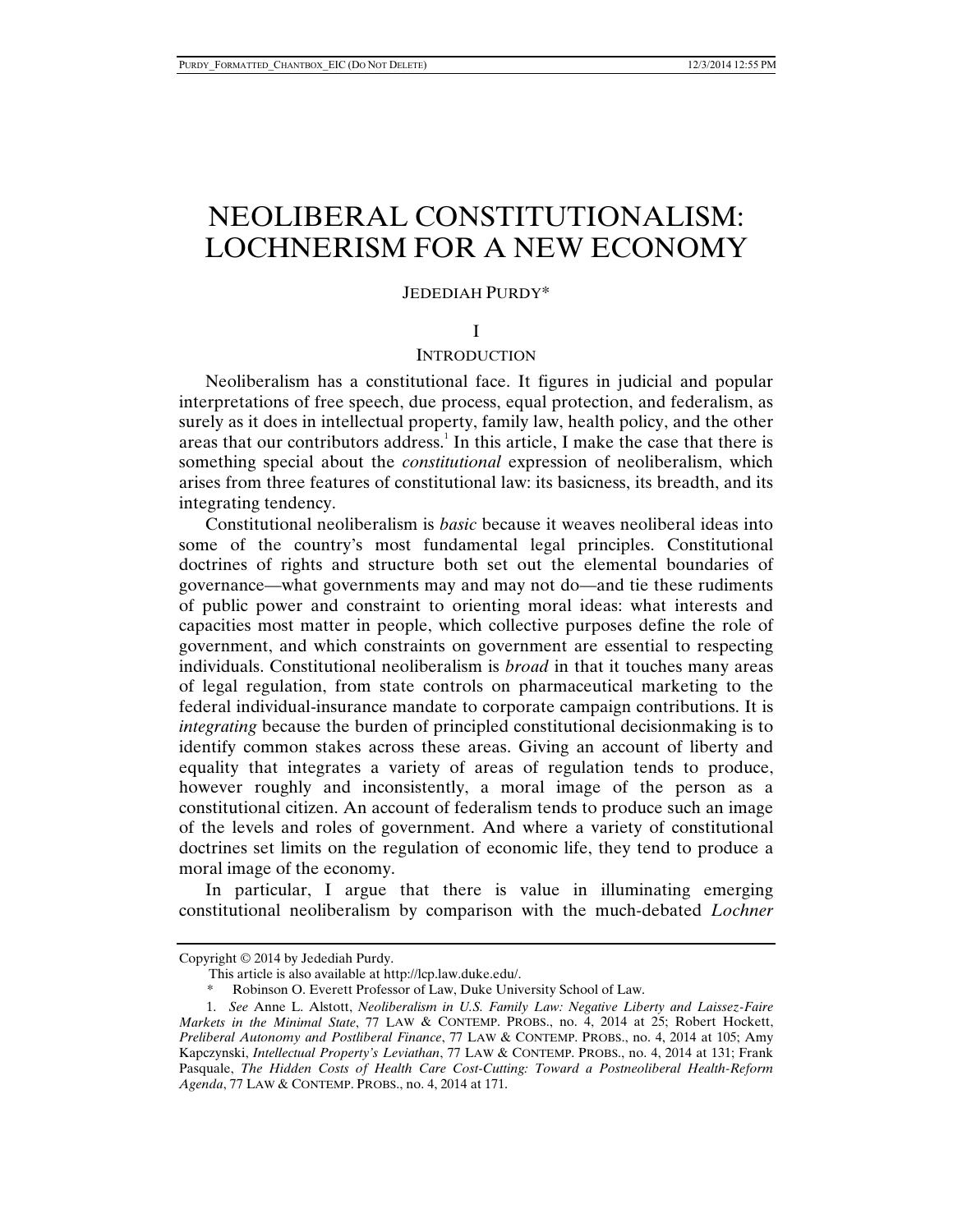# NEOLIBERAL CONSTITUTIONALISM: LOCHNERISM FOR A NEW ECONOMY

JEDEDIAH PURDY*

## I

## INTRODUCTION

Neoliberalism has a constitutional face. It figures in judicial and popular interpretations of free speech, due process, equal protection, and federalism, as surely as it does in intellectual property, family law, health policy, and the other areas that our contributors address.[1] In this article, I make the case that there is something special about the *constitutional* expression of neoliberalism, which arises from three features of constitutional law: its basicness, its breadth, and its integrating tendency.

Constitutional neoliberalism is *basic* because it weaves neoliberal ideas into some of the country's most fundamental legal principles. Constitutional doctrines of rights and structure both set out the elemental boundaries of governance—what governments may and may not do—and tie these rudiments of public power and constraint to orienting moral ideas: what interests and capacities most matter in people, which collective purposes define the role of government, and which constraints on government are essential to respecting individuals. Constitutional neoliberalism is *broad* in that it touches many areas of legal regulation, from state controls on pharmaceutical marketing to the federal individual-insurance mandate to corporate campaign contributions. It is *integrating* because the burden of principled constitutional decisionmaking is to identify common stakes across these areas. Giving an account of liberty and equality that integrates a variety of areas of regulation tends to produce, however roughly and inconsistently, a moral image of the person as a constitutional citizen. An account of federalism tends to produce such an image of the levels and roles of government. And where a variety of constitutional doctrines set limits on the regulation of economic life, they tend to produce a moral image of the economy.

In particular, I argue that there is value in illuminating emerging constitutional neoliberalism by comparison with the much-debated *Lochner*

---

Copyright © 2014 by Jedediah Purdy.

This article is also available at http://lcp.law.duke.edu/.

\* Robinson O. Everett Professor of Law, Duke University School of Law.

1. *See* Anne L. Alstott, *Neoliberalism in U.S. Family Law: Negative Liberty and Laissez-Faire Markets in the Minimal State*, 77 LAW & CONTEMP. PROBS., no. 4, 2014 at 25; Robert Hockett, *Preliberal Autonomy and Postliberal Finance*, 77 LAW & CONTEMP. PROBS., no. 4, 2014 at 105; Amy Kapczynski, *Intellectual Property's Leviathan*, 77 LAW & CONTEMP. PROBS., no. 4, 2014 at 131; Frank Pasquale, *The Hidden Costs of Health Care Cost-Cutting: Toward a Postneoliberal Health-Reform Agenda*, 77 LAW & CONTEMP. PROBS., no. 4, 2014 at 171.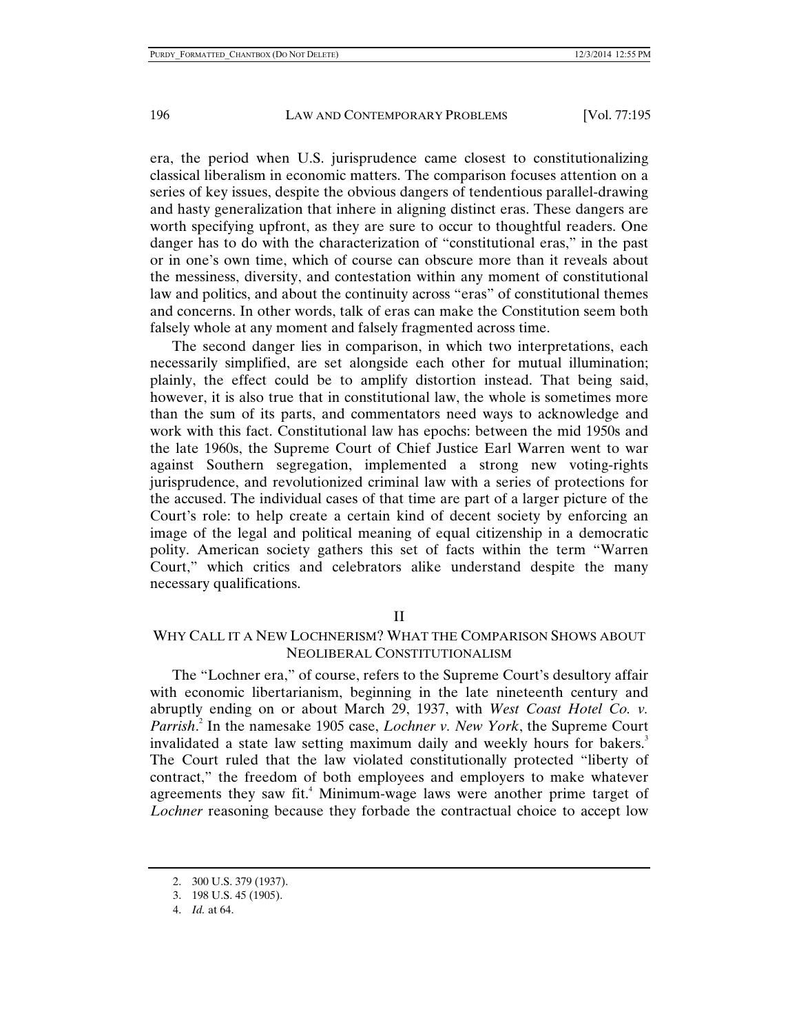era, the period when U.S. jurisprudence came closest to constitutionalizing classical liberalism in economic matters. The comparison focuses attention on a series of key issues, despite the obvious dangers of tendentious parallel-drawing and hasty generalization that inhere in aligning distinct eras. These dangers are worth specifying upfront, as they are sure to occur to thoughtful readers. One danger has to do with the characterization of "constitutional eras," in the past or in one's own time, which of course can obscure more than it reveals about the messiness, diversity, and contestation within any moment of constitutional law and politics, and about the continuity across "eras" of constitutional themes and concerns. In other words, talk of eras can make the Constitution seem both falsely whole at any moment and falsely fragmented across time.

The second danger lies in comparison, in which two interpretations, each necessarily simplified, are set alongside each other for mutual illumination; plainly, the effect could be to amplify distortion instead. That being said, however, it is also true that in constitutional law, the whole is sometimes more than the sum of its parts, and commentators need ways to acknowledge and work with this fact. Constitutional law has epochs: between the mid 1950s and the late 1960s, the Supreme Court of Chief Justice Earl Warren went to war against Southern segregation, implemented a strong new voting-rights jurisprudence, and revolutionized criminal law with a series of protections for the accused. The individual cases of that time are part of a larger picture of the Court's role: to help create a certain kind of decent society by enforcing an image of the legal and political meaning of equal citizenship in a democratic polity. American society gathers this set of facts within the term "Warren Court," which critics and celebrators alike understand despite the many necessary qualifications.

## II

## WHY CALL IT A NEW LOCHNERISM? WHAT THE COMPARISON SHOWS ABOUT NEOLIBERAL CONSTITUTIONALISM

The "Lochner era," of course, refers to the Supreme Court's desultory affair with economic libertarianism, beginning in the late nineteenth century and abruptly ending on or about March 29, 1937, with *West Coast Hotel Co. v. Parrish*.[2] In the namesake 1905 case, *Lochner v. New York*, the Supreme Court invalidated a state law setting maximum daily and weekly hours for bakers.[3] The Court ruled that the law violated constitutionally protected "liberty of contract," the freedom of both employees and employers to make whatever agreements they saw fit.[4] Minimum-wage laws were another prime target of *Lochner* reasoning because they forbade the contractual choice to accept low

2. 300 U.S. 379 (1937).

3. 198 U.S. 45 (1905).

4. *Id.* at 64.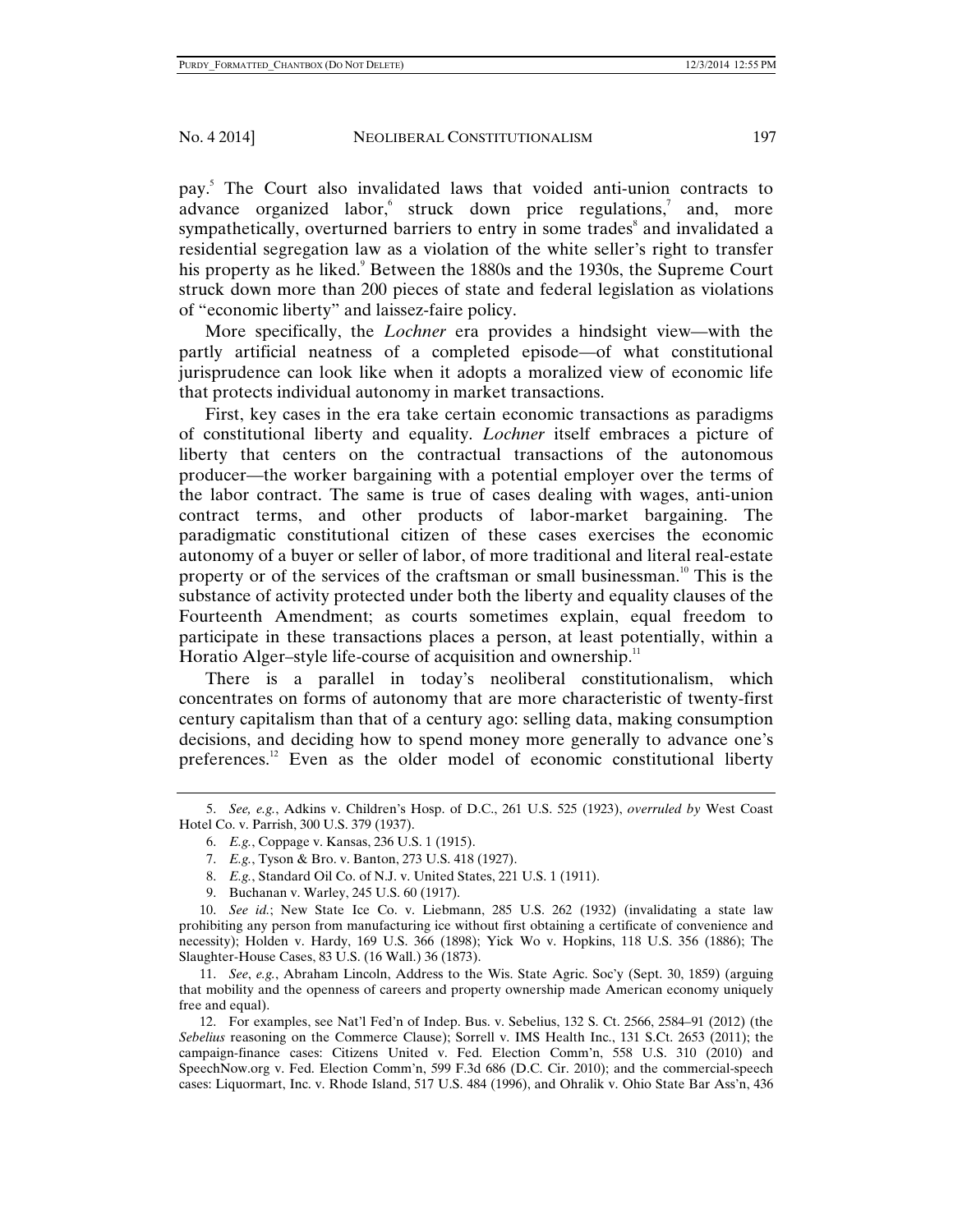pay.[5] The Court also invalidated laws that voided anti-union contracts to advance organized labor,[6] struck down price regulations,[7] and, more sympathetically, overturned barriers to entry in some trades[8] and invalidated a residential segregation law as a violation of the white seller's right to transfer his property as he liked.[9] Between the 1880s and the 1930s, the Supreme Court struck down more than 200 pieces of state and federal legislation as violations of "economic liberty" and laissez-faire policy.

More specifically, the *Lochner* era provides a hindsight view—with the partly artificial neatness of a completed episode—of what constitutional jurisprudence can look like when it adopts a moralized view of economic life that protects individual autonomy in market transactions.

First, key cases in the era take certain economic transactions as paradigms of constitutional liberty and equality. *Lochner* itself embraces a picture of liberty that centers on the contractual transactions of the autonomous producer—the worker bargaining with a potential employer over the terms of the labor contract. The same is true of cases dealing with wages, anti-union contract terms, and other products of labor-market bargaining. The paradigmatic constitutional citizen of these cases exercises the economic autonomy of a buyer or seller of labor, of more traditional and literal real-estate property or of the services of the craftsman or small businessman.[10] This is the substance of activity protected under both the liberty and equality clauses of the Fourteenth Amendment; as courts sometimes explain, equal freedom to participate in these transactions places a person, at least potentially, within a Horatio Alger–style life-course of acquisition and ownership.[11]

There is a parallel in today's neoliberal constitutionalism, which concentrates on forms of autonomy that are more characteristic of twenty-first century capitalism than that of a century ago: selling data, making consumption decisions, and deciding how to spend money more generally to advance one's preferences.[12] Even as the older model of economic constitutional liberty

---

5. *See, e.g.*, Adkins v. Children's Hosp. of D.C., 261 U.S. 525 (1923), *overruled by* West Coast Hotel Co. v. Parrish, 300 U.S. 379 (1937).

6. *E.g.*, Coppage v. Kansas, 236 U.S. 1 (1915).

7. *E.g.*, Tyson & Bro. v. Banton, 273 U.S. 418 (1927).

8. *E.g.*, Standard Oil Co. of N.J. v. United States, 221 U.S. 1 (1911).

9. Buchanan v. Warley, 245 U.S. 60 (1917).

10. *See id.*; New State Ice Co. v. Liebmann, 285 U.S. 262 (1932) (invalidating a state law prohibiting any person from manufacturing ice without first obtaining a certificate of convenience and necessity); Holden v. Hardy, 169 U.S. 366 (1898); Yick Wo v. Hopkins, 118 U.S. 356 (1886); The Slaughter-House Cases, 83 U.S. (16 Wall.) 36 (1873).

11. *See*, *e.g.*, Abraham Lincoln, Address to the Wis. State Agric. Soc'y (Sept. 30, 1859) (arguing that mobility and the openness of careers and property ownership made American economy uniquely free and equal).

12. For examples, see Nat'l Fed'n of Indep. Bus. v. Sebelius, 132 S. Ct. 2566, 2584–91 (2012) (the *Sebelius* reasoning on the Commerce Clause); Sorrell v. IMS Health Inc., 131 S.Ct. 2653 (2011); the campaign-finance cases: Citizens United v. Fed. Election Comm'n, 558 U.S. 310 (2010) and SpeechNow.org v. Fed. Election Comm'n, 599 F.3d 686 (D.C. Cir. 2010); and the commercial-speech cases: Liquormart, Inc. v. Rhode Island, 517 U.S. 484 (1996), and Ohralik v. Ohio State Bar Ass'n, 436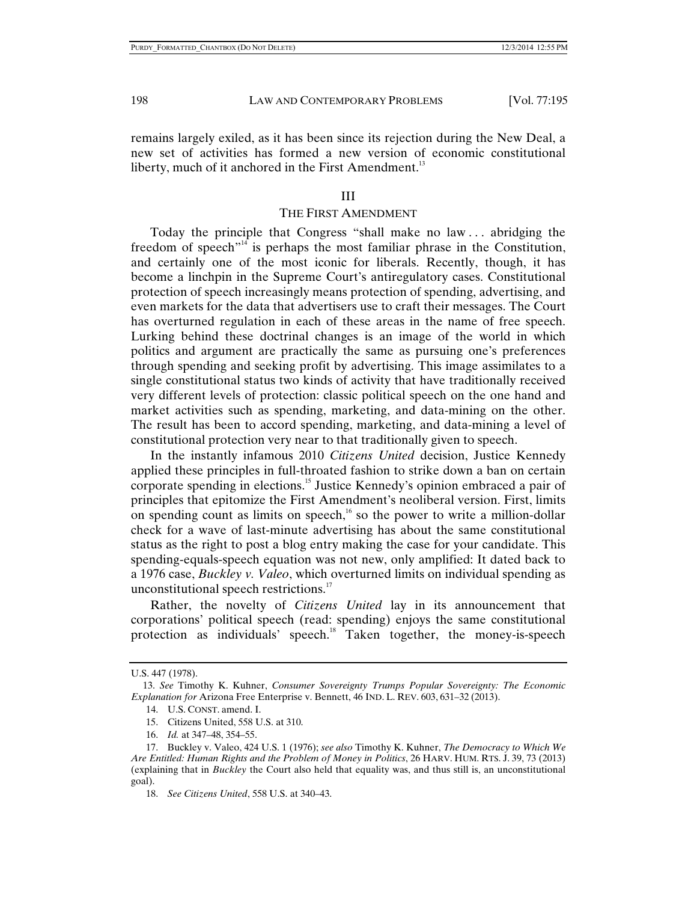remains largely exiled, as it has been since its rejection during the New Deal, a new set of activities has formed a new version of economic constitutional liberty, much of it anchored in the First Amendment.[13]

## III

## THE FIRST AMENDMENT

Today the principle that Congress "shall make no law . . . abridging the freedom of speech"[14] is perhaps the most familiar phrase in the Constitution, and certainly one of the most iconic for liberals. Recently, though, it has become a linchpin in the Supreme Court's antiregulatory cases. Constitutional protection of speech increasingly means protection of spending, advertising, and even markets for the data that advertisers use to craft their messages. The Court has overturned regulation in each of these areas in the name of free speech. Lurking behind these doctrinal changes is an image of the world in which politics and argument are practically the same as pursuing one's preferences through spending and seeking profit by advertising. This image assimilates to a single constitutional status two kinds of activity that have traditionally received very different levels of protection: classic political speech on the one hand and market activities such as spending, marketing, and data-mining on the other. The result has been to accord spending, marketing, and data-mining a level of constitutional protection very near to that traditionally given to speech.

In the instantly infamous 2010 *Citizens United* decision, Justice Kennedy applied these principles in full-throated fashion to strike down a ban on certain corporate spending in elections.[15] Justice Kennedy's opinion embraced a pair of principles that epitomize the First Amendment's neoliberal version. First, limits on spending count as limits on speech,[16] so the power to write a million-dollar check for a wave of last-minute advertising has about the same constitutional status as the right to post a blog entry making the case for your candidate. This spending-equals-speech equation was not new, only amplified: It dated back to a 1976 case, *Buckley v. Valeo*, which overturned limits on individual spending as unconstitutional speech restrictions.[17]

Rather, the novelty of *Citizens United* lay in its announcement that corporations' political speech (read: spending) enjoys the same constitutional protection as individuals' speech.[18] Taken together, the money-is-speech

---

U.S. 447 (1978).

13. *See* Timothy K. Kuhner, *Consumer Sovereignty Trumps Popular Sovereignty: The Economic Explanation for* Arizona Free Enterprise v. Bennett, 46 IND. L. REV. 603, 631–32 (2013).

14. U.S. CONST. amend. I.

15. Citizens United, 558 U.S. at 310.

16. *Id.* at 347–48, 354–55.

17. Buckley v. Valeo, 424 U.S. 1 (1976); *see also* Timothy K. Kuhner, *The Democracy to Which We Are Entitled: Human Rights and the Problem of Money in Politics*, 26 HARV. HUM. RTS. J. 39, 73 (2013) (explaining that in *Buckley* the Court also held that equality was, and thus still is, an unconstitutional goal).

18. *See Citizens United*, 558 U.S. at 340–43.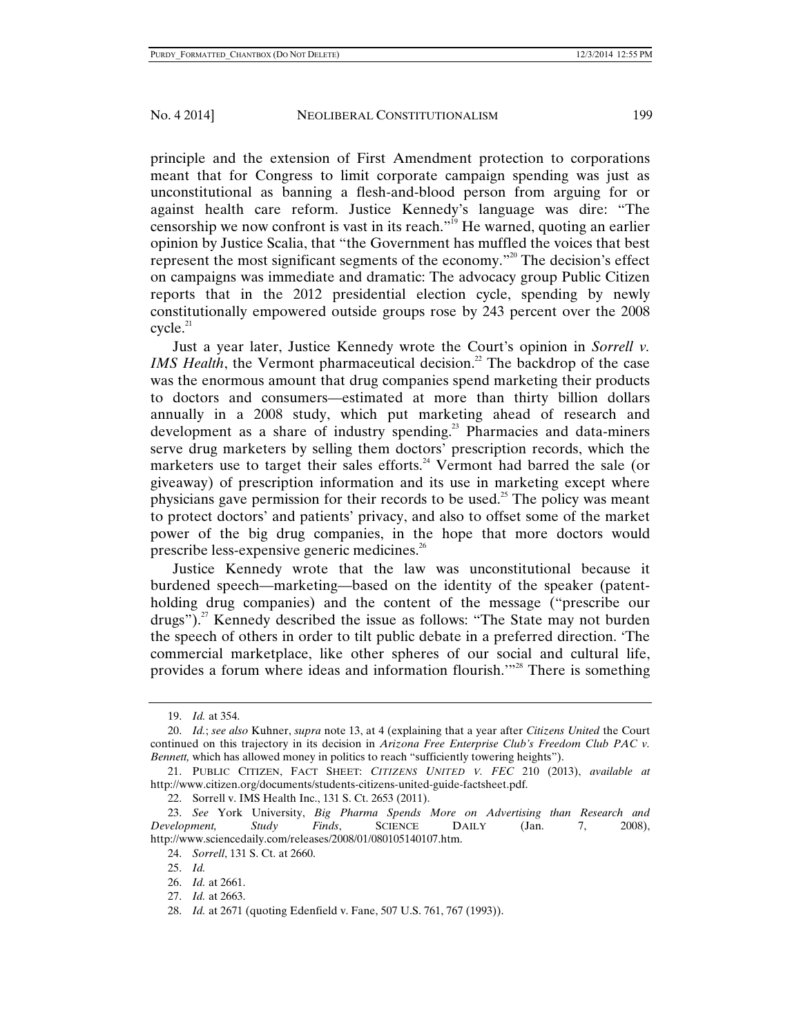principle and the extension of First Amendment protection to corporations meant that for Congress to limit corporate campaign spending was just as unconstitutional as banning a flesh-and-blood person from arguing for or against health care reform. Justice Kennedy's language was dire: "The censorship we now confront is vast in its reach."[19] He warned, quoting an earlier opinion by Justice Scalia, that "the Government has muffled the voices that best represent the most significant segments of the economy."[20] The decision's effect on campaigns was immediate and dramatic: The advocacy group Public Citizen reports that in the 2012 presidential election cycle, spending by newly constitutionally empowered outside groups rose by 243 percent over the 2008 cycle.[21]

Just a year later, Justice Kennedy wrote the Court's opinion in *Sorrell v. IMS Health*, the Vermont pharmaceutical decision.[22] The backdrop of the case was the enormous amount that drug companies spend marketing their products to doctors and consumers—estimated at more than thirty billion dollars annually in a 2008 study, which put marketing ahead of research and development as a share of industry spending.[23] Pharmacies and data-miners serve drug marketers by selling them doctors' prescription records, which the marketers use to target their sales efforts.[24] Vermont had barred the sale (or giveaway) of prescription information and its use in marketing except where physicians gave permission for their records to be used.[25] The policy was meant to protect doctors' and patients' privacy, and also to offset some of the market power of the big drug companies, in the hope that more doctors would prescribe less-expensive generic medicines.[26]

Justice Kennedy wrote that the law was unconstitutional because it burdened speech—marketing—based on the identity of the speaker (patent-holding drug companies) and the content of the message ("prescribe our drugs").[27] Kennedy described the issue as follows: "The State may not burden the speech of others in order to tilt public debate in a preferred direction. 'The commercial marketplace, like other spheres of our social and cultural life, provides a forum where ideas and information flourish.'"[28] There is something

---

19. *Id.* at 354.

20. *Id.*; *see also* Kuhner, *supra* note 13, at 4 (explaining that a year after *Citizens United* the Court continued on this trajectory in its decision in *Arizona Free Enterprise Club's Freedom Club PAC v. Bennett,* which has allowed money in politics to reach "sufficiently towering heights").

21. PUBLIC CITIZEN, FACT SHEET: *CITIZENS UNITED V. FEC* 210 (2013), *available at* http://www.citizen.org/documents/students-citizens-united-guide-factsheet.pdf.

22. Sorrell v. IMS Health Inc., 131 S. Ct. 2653 (2011).

23. *See* York University, *Big Pharma Spends More on Advertising than Research and Development, Study Finds*, SCIENCE DAILY (Jan. 7, 2008), http://www.sciencedaily.com/releases/2008/01/080105140107.htm.

24. *Sorrell*, 131 S. Ct. at 2660.

25. *Id.*

26. *Id.* at 2661.

27. *Id.* at 2663.

28. *Id.* at 2671 (quoting Edenfield v. Fane, 507 U.S. 761, 767 (1993)).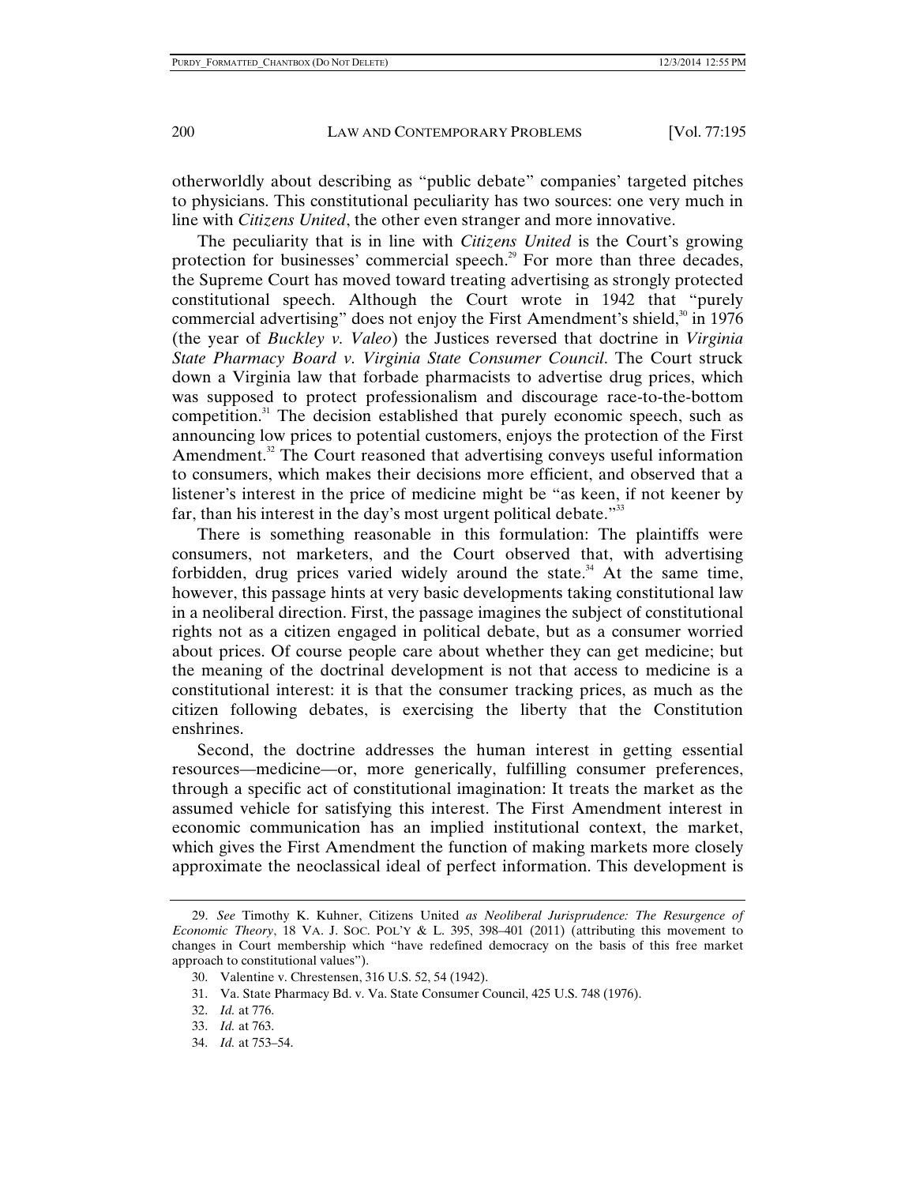otherworldly about describing as "public debate" companies' targeted pitches to physicians. This constitutional peculiarity has two sources: one very much in line with *Citizens United*, the other even stranger and more innovative.

The peculiarity that is in line with *Citizens United* is the Court's growing protection for businesses' commercial speech.[29] For more than three decades, the Supreme Court has moved toward treating advertising as strongly protected constitutional speech. Although the Court wrote in 1942 that "purely commercial advertising" does not enjoy the First Amendment's shield,[30] in 1976 (the year of *Buckley v. Valeo*) the Justices reversed that doctrine in *Virginia State Pharmacy Board v. Virginia State Consumer Council*. The Court struck down a Virginia law that forbade pharmacists to advertise drug prices, which was supposed to protect professionalism and discourage race-to-the-bottom competition.[31] The decision established that purely economic speech, such as announcing low prices to potential customers, enjoys the protection of the First Amendment.[32] The Court reasoned that advertising conveys useful information to consumers, which makes their decisions more efficient, and observed that a listener's interest in the price of medicine might be "as keen, if not keener by far, than his interest in the day's most urgent political debate."[33]

There is something reasonable in this formulation: The plaintiffs were consumers, not marketers, and the Court observed that, with advertising forbidden, drug prices varied widely around the state.[34] At the same time, however, this passage hints at very basic developments taking constitutional law in a neoliberal direction. First, the passage imagines the subject of constitutional rights not as a citizen engaged in political debate, but as a consumer worried about prices. Of course people care about whether they can get medicine; but the meaning of the doctrinal development is not that access to medicine is a constitutional interest: it is that the consumer tracking prices, as much as the citizen following debates, is exercising the liberty that the Constitution enshrines.

Second, the doctrine addresses the human interest in getting essential resources—medicine—or, more generically, fulfilling consumer preferences, through a specific act of constitutional imagination: It treats the market as the assumed vehicle for satisfying this interest. The First Amendment interest in economic communication has an implied institutional context, the market, which gives the First Amendment the function of making markets more closely approximate the neoclassical ideal of perfect information. This development is

---

29. *See* Timothy K. Kuhner, Citizens United *as Neoliberal Jurisprudence: The Resurgence of Economic Theory*, 18 VA. J. SOC. POL'Y & L. 395, 398–401 (2011) (attributing this movement to changes in Court membership which "have redefined democracy on the basis of this free market approach to constitutional values").

30. Valentine v. Chrestensen, 316 U.S. 52, 54 (1942).

31. Va. State Pharmacy Bd. v. Va. State Consumer Council, 425 U.S. 748 (1976).

32. *Id.* at 776.

33. *Id.* at 763.

34. *Id.* at 753–54.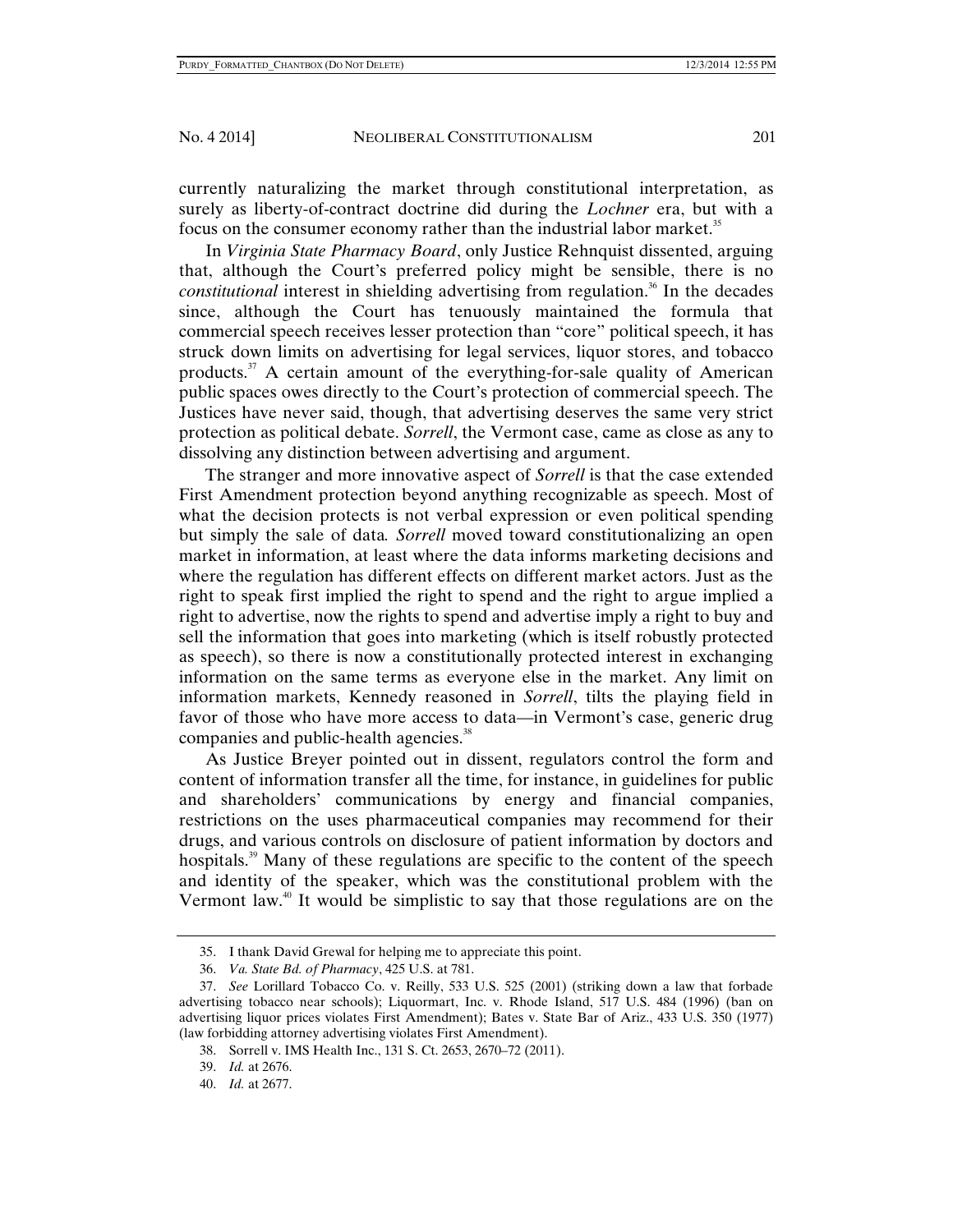currently naturalizing the market through constitutional interpretation, as surely as liberty-of-contract doctrine did during the *Lochner* era, but with a focus on the consumer economy rather than the industrial labor market.[35]

In *Virginia State Pharmacy Board*, only Justice Rehnquist dissented, arguing that, although the Court's preferred policy might be sensible, there is no *constitutional* interest in shielding advertising from regulation.[36] In the decades since, although the Court has tenuously maintained the formula that commercial speech receives lesser protection than "core" political speech, it has struck down limits on advertising for legal services, liquor stores, and tobacco products.[37] A certain amount of the everything-for-sale quality of American public spaces owes directly to the Court's protection of commercial speech. The Justices have never said, though, that advertising deserves the same very strict protection as political debate. *Sorrell*, the Vermont case, came as close as any to dissolving any distinction between advertising and argument.

The stranger and more innovative aspect of *Sorrell* is that the case extended First Amendment protection beyond anything recognizable as speech. Most of what the decision protects is not verbal expression or even political spending but simply the sale of data. *Sorrell* moved toward constitutionalizing an open market in information, at least where the data informs marketing decisions and where the regulation has different effects on different market actors. Just as the right to speak first implied the right to spend and the right to argue implied a right to advertise, now the rights to spend and advertise imply a right to buy and sell the information that goes into marketing (which is itself robustly protected as speech), so there is now a constitutionally protected interest in exchanging information on the same terms as everyone else in the market. Any limit on information markets, Kennedy reasoned in *Sorrell*, tilts the playing field in favor of those who have more access to data—in Vermont's case, generic drug companies and public-health agencies.[38]

As Justice Breyer pointed out in dissent, regulators control the form and content of information transfer all the time, for instance, in guidelines for public and shareholders' communications by energy and financial companies, restrictions on the uses pharmaceutical companies may recommend for their drugs, and various controls on disclosure of patient information by doctors and hospitals.[39] Many of these regulations are specific to the content of the speech and identity of the speaker, which was the constitutional problem with the Vermont law.[40] It would be simplistic to say that those regulations are on the

---

35. I thank David Grewal for helping me to appreciate this point.

36. *Va. State Bd. of Pharmacy*, 425 U.S. at 781.

37. *See* Lorillard Tobacco Co. v. Reilly, 533 U.S. 525 (2001) (striking down a law that forbade advertising tobacco near schools); Liquormart, Inc. v. Rhode Island, 517 U.S. 484 (1996) (ban on advertising liquor prices violates First Amendment); Bates v. State Bar of Ariz., 433 U.S. 350 (1977) (law forbidding attorney advertising violates First Amendment).

38. Sorrell v. IMS Health Inc., 131 S. Ct. 2653, 2670–72 (2011).

39. *Id.* at 2676.

40. *Id.* at 2677.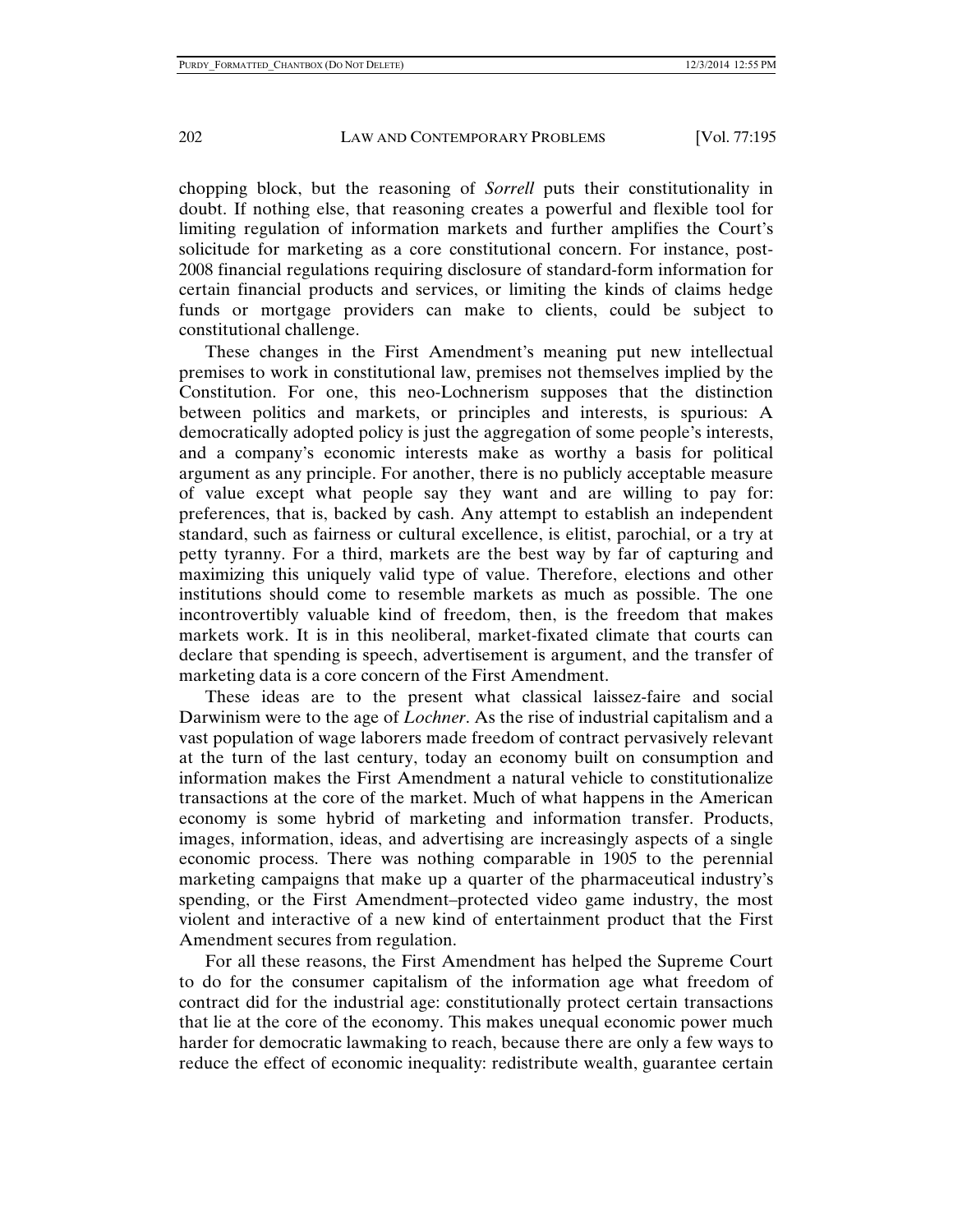chopping block, but the reasoning of *Sorrell* puts their constitutionality in doubt. If nothing else, that reasoning creates a powerful and flexible tool for limiting regulation of information markets and further amplifies the Court's solicitude for marketing as a core constitutional concern. For instance, post-2008 financial regulations requiring disclosure of standard-form information for certain financial products and services, or limiting the kinds of claims hedge funds or mortgage providers can make to clients, could be subject to constitutional challenge.

These changes in the First Amendment's meaning put new intellectual premises to work in constitutional law, premises not themselves implied by the Constitution. For one, this neo-Lochnerism supposes that the distinction between politics and markets, or principles and interests, is spurious: A democratically adopted policy is just the aggregation of some people's interests, and a company's economic interests make as worthy a basis for political argument as any principle. For another, there is no publicly acceptable measure of value except what people say they want and are willing to pay for: preferences, that is, backed by cash. Any attempt to establish an independent standard, such as fairness or cultural excellence, is elitist, parochial, or a try at petty tyranny. For a third, markets are the best way by far of capturing and maximizing this uniquely valid type of value. Therefore, elections and other institutions should come to resemble markets as much as possible. The one incontrovertibly valuable kind of freedom, then, is the freedom that makes markets work. It is in this neoliberal, market-fixated climate that courts can declare that spending is speech, advertisement is argument, and the transfer of marketing data is a core concern of the First Amendment.

These ideas are to the present what classical laissez-faire and social Darwinism were to the age of *Lochner*. As the rise of industrial capitalism and a vast population of wage laborers made freedom of contract pervasively relevant at the turn of the last century, today an economy built on consumption and information makes the First Amendment a natural vehicle to constitutionalize transactions at the core of the market. Much of what happens in the American economy is some hybrid of marketing and information transfer. Products, images, information, ideas, and advertising are increasingly aspects of a single economic process. There was nothing comparable in 1905 to the perennial marketing campaigns that make up a quarter of the pharmaceutical industry's spending, or the First Amendment–protected video game industry, the most violent and interactive of a new kind of entertainment product that the First Amendment secures from regulation.

For all these reasons, the First Amendment has helped the Supreme Court to do for the consumer capitalism of the information age what freedom of contract did for the industrial age: constitutionally protect certain transactions that lie at the core of the economy. This makes unequal economic power much harder for democratic lawmaking to reach, because there are only a few ways to reduce the effect of economic inequality: redistribute wealth, guarantee certain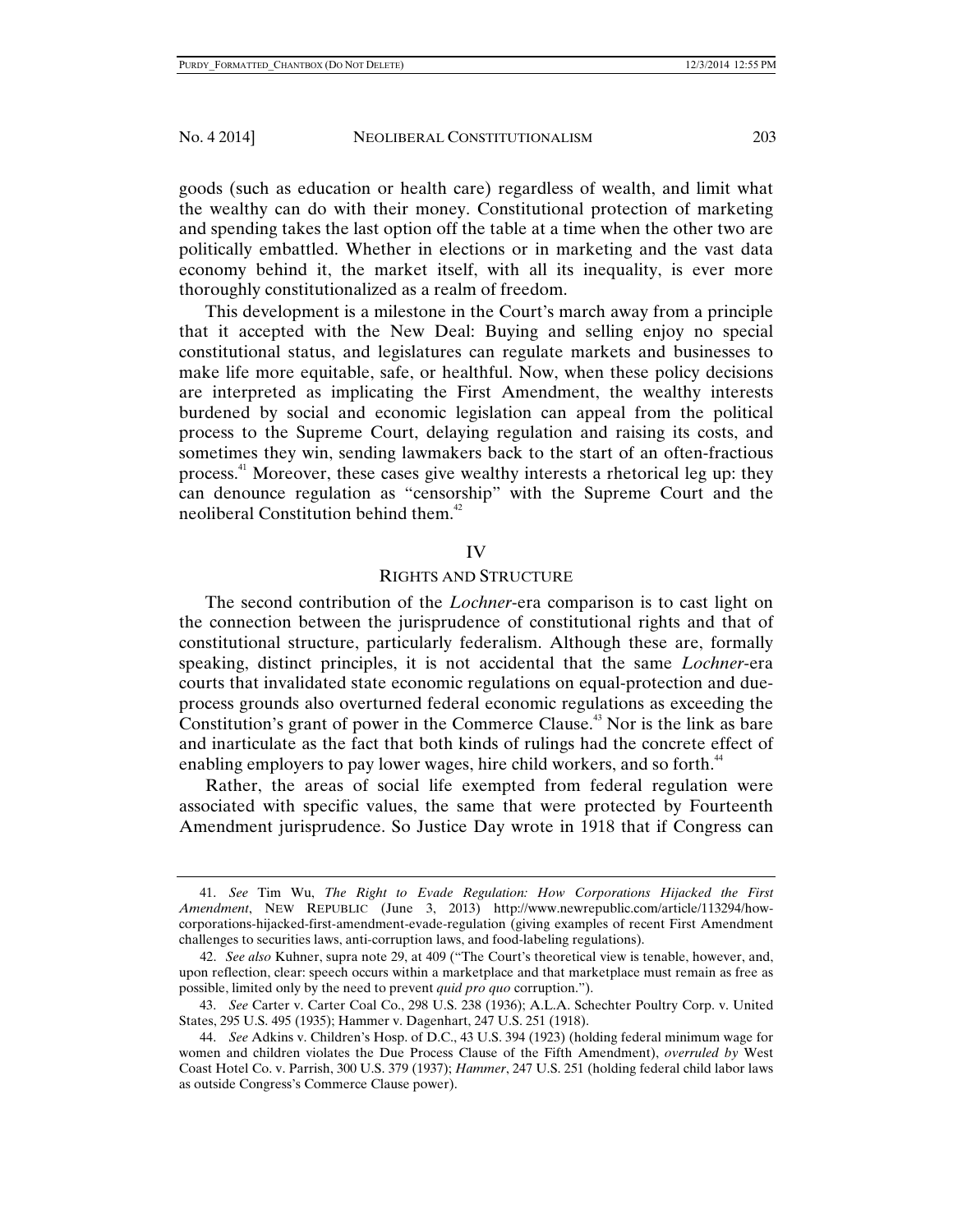goods (such as education or health care) regardless of wealth, and limit what the wealthy can do with their money. Constitutional protection of marketing and spending takes the last option off the table at a time when the other two are politically embattled. Whether in elections or in marketing and the vast data economy behind it, the market itself, with all its inequality, is ever more thoroughly constitutionalized as a realm of freedom.

This development is a milestone in the Court's march away from a principle that it accepted with the New Deal: Buying and selling enjoy no special constitutional status, and legislatures can regulate markets and businesses to make life more equitable, safe, or healthful. Now, when these policy decisions are interpreted as implicating the First Amendment, the wealthy interests burdened by social and economic legislation can appeal from the political process to the Supreme Court, delaying regulation and raising its costs, and sometimes they win, sending lawmakers back to the start of an often-fractious process.[41] Moreover, these cases give wealthy interests a rhetorical leg up: they can denounce regulation as "censorship" with the Supreme Court and the neoliberal Constitution behind them.[42]

## IV

## RIGHTS AND STRUCTURE

The second contribution of the *Lochner*-era comparison is to cast light on the connection between the jurisprudence of constitutional rights and that of constitutional structure, particularly federalism. Although these are, formally speaking, distinct principles, it is not accidental that the same *Lochner*-era courts that invalidated state economic regulations on equal-protection and due-process grounds also overturned federal economic regulations as exceeding the Constitution's grant of power in the Commerce Clause.[43] Nor is the link as bare and inarticulate as the fact that both kinds of rulings had the concrete effect of enabling employers to pay lower wages, hire child workers, and so forth.[44]

Rather, the areas of social life exempted from federal regulation were associated with specific values, the same that were protected by Fourteenth Amendment jurisprudence. So Justice Day wrote in 1918 that if Congress can

---

41. *See* Tim Wu, *The Right to Evade Regulation: How Corporations Hijacked the First Amendment*, NEW REPUBLIC (June 3, 2013) http://www.newrepublic.com/article/113294/how-corporations-hijacked-first-amendment-evade-regulation (giving examples of recent First Amendment challenges to securities laws, anti-corruption laws, and food-labeling regulations).

42. *See also* Kuhner, supra note 29, at 409 ("The Court's theoretical view is tenable, however, and, upon reflection, clear: speech occurs within a marketplace and that marketplace must remain as free as possible, limited only by the need to prevent *quid pro quo* corruption.").

43. *See* Carter v. Carter Coal Co., 298 U.S. 238 (1936); A.L.A. Schechter Poultry Corp. v. United States, 295 U.S. 495 (1935); Hammer v. Dagenhart, 247 U.S. 251 (1918).

44. *See* Adkins v. Children's Hosp. of D.C., 43 U.S. 394 (1923) (holding federal minimum wage for women and children violates the Due Process Clause of the Fifth Amendment), *overruled by* West Coast Hotel Co. v. Parrish, 300 U.S. 379 (1937); *Hammer*, 247 U.S. 251 (holding federal child labor laws as outside Congress's Commerce Clause power).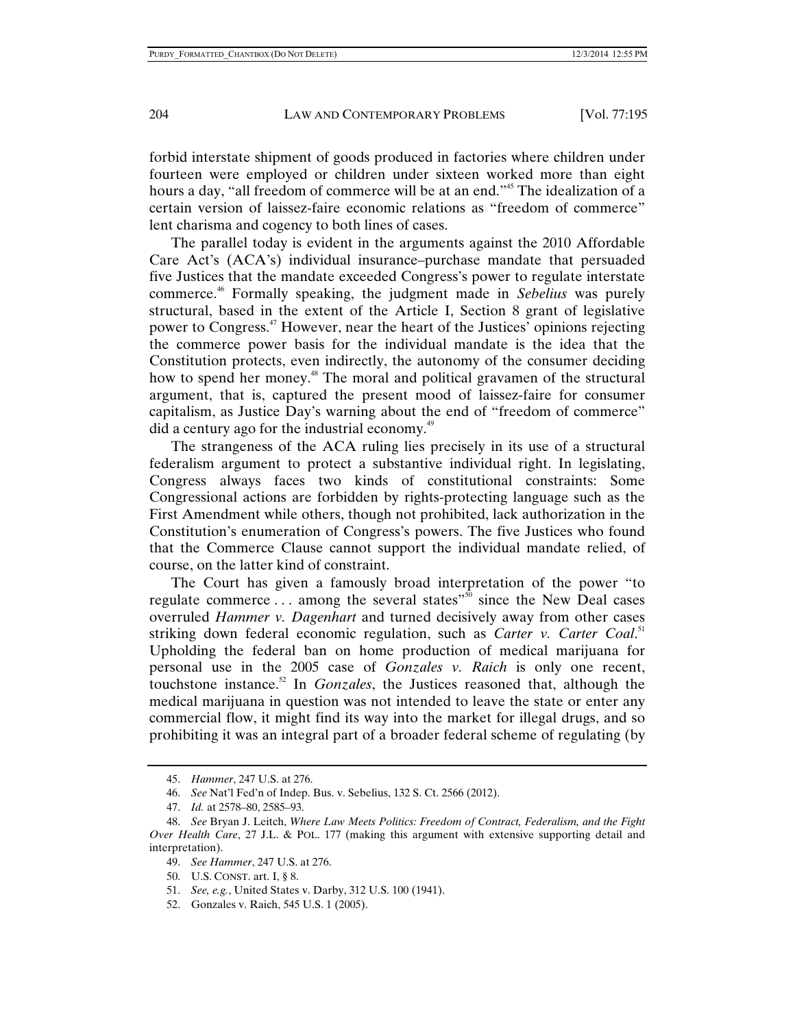forbid interstate shipment of goods produced in factories where children under fourteen were employed or children under sixteen worked more than eight hours a day, "all freedom of commerce will be at an end."[45] The idealization of a certain version of laissez-faire economic relations as "freedom of commerce" lent charisma and cogency to both lines of cases.

The parallel today is evident in the arguments against the 2010 Affordable Care Act's (ACA's) individual insurance–purchase mandate that persuaded five Justices that the mandate exceeded Congress's power to regulate interstate commerce.[46] Formally speaking, the judgment made in *Sebelius* was purely structural, based in the extent of the Article I, Section 8 grant of legislative power to Congress.[47] However, near the heart of the Justices' opinions rejecting the commerce power basis for the individual mandate is the idea that the Constitution protects, even indirectly, the autonomy of the consumer deciding how to spend her money.[48] The moral and political gravamen of the structural argument, that is, captured the present mood of laissez-faire for consumer capitalism, as Justice Day's warning about the end of "freedom of commerce" did a century ago for the industrial economy.[49]

The strangeness of the ACA ruling lies precisely in its use of a structural federalism argument to protect a substantive individual right. In legislating, Congress always faces two kinds of constitutional constraints: Some Congressional actions are forbidden by rights-protecting language such as the First Amendment while others, though not prohibited, lack authorization in the Constitution's enumeration of Congress's powers. The five Justices who found that the Commerce Clause cannot support the individual mandate relied, of course, on the latter kind of constraint.

The Court has given a famously broad interpretation of the power "to regulate commerce . . . among the several states"[50] since the New Deal cases overruled *Hammer v. Dagenhart* and turned decisively away from other cases striking down federal economic regulation, such as *Carter v. Carter Coal*.[51] Upholding the federal ban on home production of medical marijuana for personal use in the 2005 case of *Gonzales v. Raich* is only one recent, touchstone instance.[52] In *Gonzales*, the Justices reasoned that, although the medical marijuana in question was not intended to leave the state or enter any commercial flow, it might find its way into the market for illegal drugs, and so prohibiting it was an integral part of a broader federal scheme of regulating (by

---

45. *Hammer*, 247 U.S. at 276.

46. *See* Nat'l Fed'n of Indep. Bus. v. Sebelius, 132 S. Ct. 2566 (2012).

47. *Id.* at 2578–80, 2585–93.

48. *See* Bryan J. Leitch, *Where Law Meets Politics: Freedom of Contract, Federalism, and the Fight Over Health Care*, 27 J.L. & POL. 177 (making this argument with extensive supporting detail and interpretation).

49. *See Hammer*, 247 U.S. at 276.

50. U.S. CONST. art. I, § 8.

51. *See, e.g.*, United States v. Darby, 312 U.S. 100 (1941).

52. Gonzales v. Raich, 545 U.S. 1 (2005).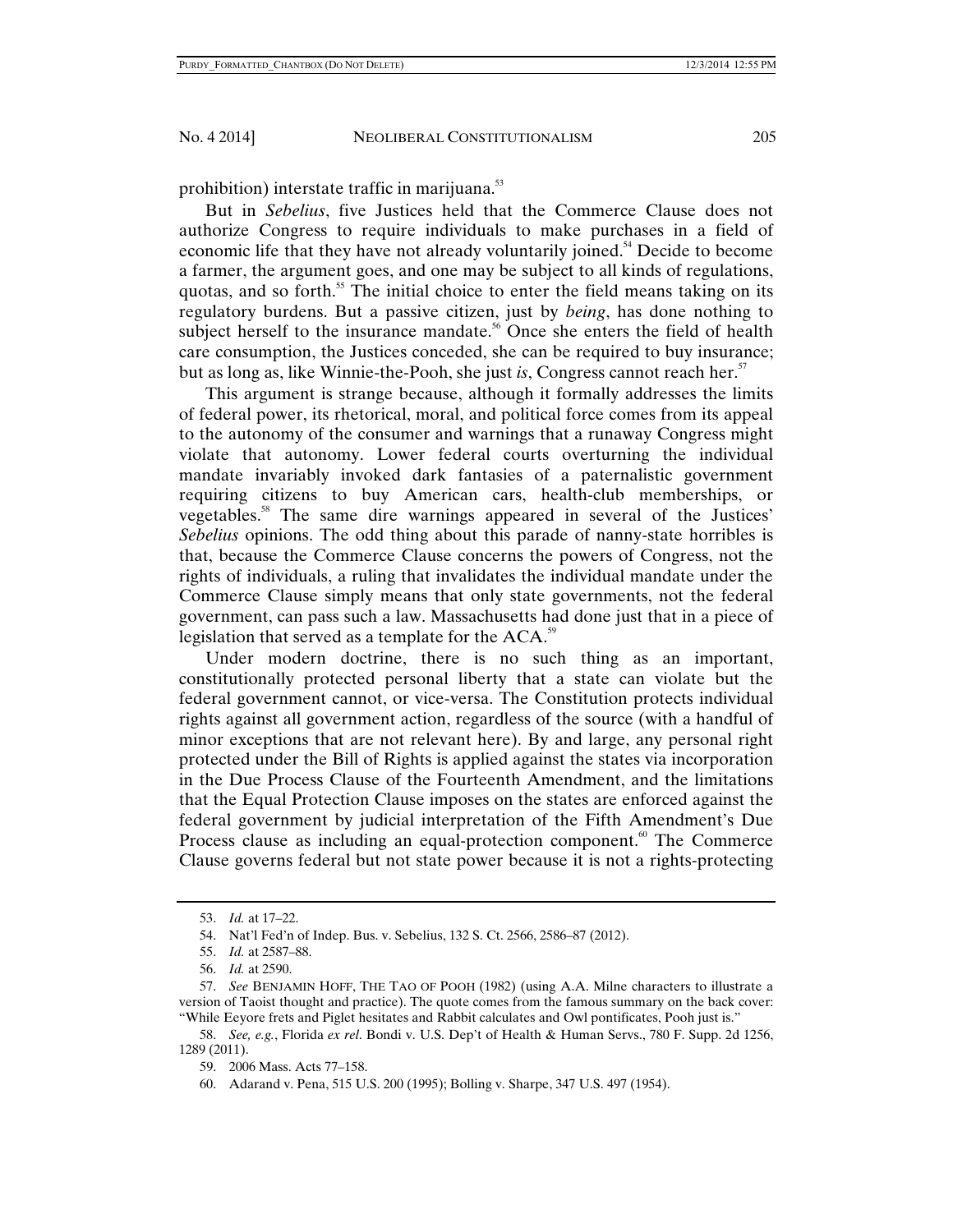prohibition) interstate traffic in marijuana.[53]

But in *Sebelius*, five Justices held that the Commerce Clause does not authorize Congress to require individuals to make purchases in a field of economic life that they have not already voluntarily joined.[54] Decide to become a farmer, the argument goes, and one may be subject to all kinds of regulations, quotas, and so forth.[55] The initial choice to enter the field means taking on its regulatory burdens. But a passive citizen, just by *being*, has done nothing to subject herself to the insurance mandate.[56] Once she enters the field of health care consumption, the Justices conceded, she can be required to buy insurance; but as long as, like Winnie-the-Pooh, she just *is*, Congress cannot reach her.[57]

This argument is strange because, although it formally addresses the limits of federal power, its rhetorical, moral, and political force comes from its appeal to the autonomy of the consumer and warnings that a runaway Congress might violate that autonomy. Lower federal courts overturning the individual mandate invariably invoked dark fantasies of a paternalistic government requiring citizens to buy American cars, health-club memberships, or vegetables.[58] The same dire warnings appeared in several of the Justices' *Sebelius* opinions. The odd thing about this parade of nanny-state horribles is that, because the Commerce Clause concerns the powers of Congress, not the rights of individuals, a ruling that invalidates the individual mandate under the Commerce Clause simply means that only state governments, not the federal government, can pass such a law. Massachusetts had done just that in a piece of legislation that served as a template for the ACA.[59]

Under modern doctrine, there is no such thing as an important, constitutionally protected personal liberty that a state can violate but the federal government cannot, or vice-versa. The Constitution protects individual rights against all government action, regardless of the source (with a handful of minor exceptions that are not relevant here). By and large, any personal right protected under the Bill of Rights is applied against the states via incorporation in the Due Process Clause of the Fourteenth Amendment, and the limitations that the Equal Protection Clause imposes on the states are enforced against the federal government by judicial interpretation of the Fifth Amendment's Due Process clause as including an equal-protection component.[60] The Commerce Clause governs federal but not state power because it is not a rights-protecting

---

53. *Id.* at 17–22.

54. Nat'l Fed'n of Indep. Bus. v. Sebelius, 132 S. Ct. 2566, 2586–87 (2012).

55. *Id.* at 2587–88.

56. *Id.* at 2590.

57. *See* BENJAMIN HOFF, THE TAO OF POOH (1982) (using A.A. Milne characters to illustrate a version of Taoist thought and practice). The quote comes from the famous summary on the back cover: "While Eeyore frets and Piglet hesitates and Rabbit calculates and Owl pontificates, Pooh just is."

58. *See, e.g.*, Florida *ex rel.* Bondi v. U.S. Dep't of Health & Human Servs., 780 F. Supp. 2d 1256, 1289 (2011).

59. 2006 Mass. Acts 77–158.

60. Adarand v. Pena, 515 U.S. 200 (1995); Bolling v. Sharpe, 347 U.S. 497 (1954).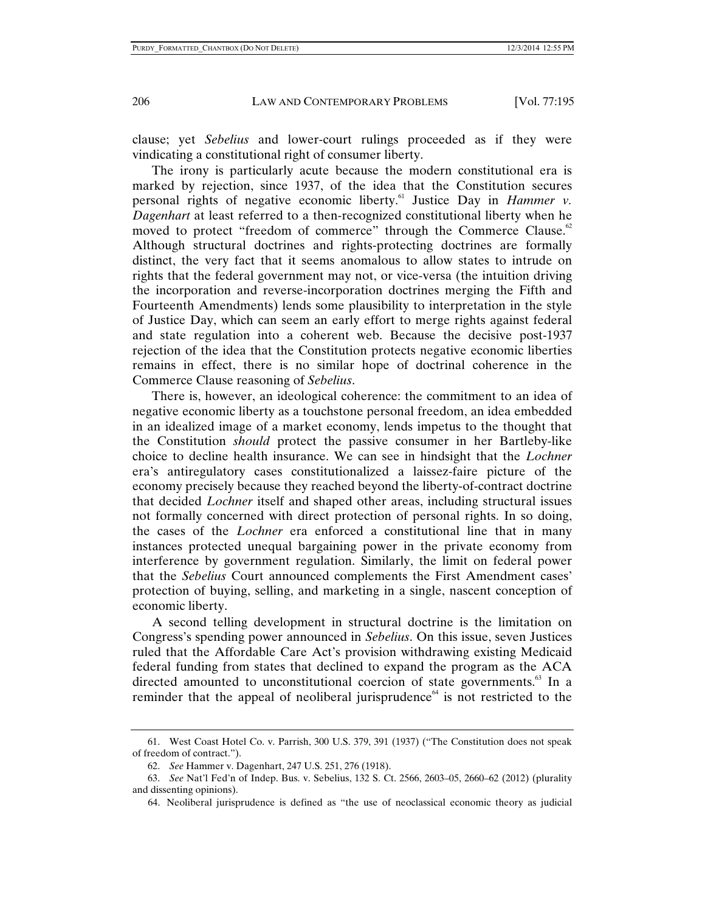clause; yet *Sebelius* and lower-court rulings proceeded as if they were vindicating a constitutional right of consumer liberty.

The irony is particularly acute because the modern constitutional era is marked by rejection, since 1937, of the idea that the Constitution secures personal rights of negative economic liberty.[61] Justice Day in *Hammer v. Dagenhart* at least referred to a then-recognized constitutional liberty when he moved to protect "freedom of commerce" through the Commerce Clause.[62] Although structural doctrines and rights-protecting doctrines are formally distinct, the very fact that it seems anomalous to allow states to intrude on rights that the federal government may not, or vice-versa (the intuition driving the incorporation and reverse-incorporation doctrines merging the Fifth and Fourteenth Amendments) lends some plausibility to interpretation in the style of Justice Day, which can seem an early effort to merge rights against federal and state regulation into a coherent web. Because the decisive post-1937 rejection of the idea that the Constitution protects negative economic liberties remains in effect, there is no similar hope of doctrinal coherence in the Commerce Clause reasoning of *Sebelius*.

There is, however, an ideological coherence: the commitment to an idea of negative economic liberty as a touchstone personal freedom, an idea embedded in an idealized image of a market economy, lends impetus to the thought that the Constitution *should* protect the passive consumer in her Bartleby-like choice to decline health insurance. We can see in hindsight that the *Lochner* era's antiregulatory cases constitutionalized a laissez-faire picture of the economy precisely because they reached beyond the liberty-of-contract doctrine that decided *Lochner* itself and shaped other areas, including structural issues not formally concerned with direct protection of personal rights. In so doing, the cases of the *Lochner* era enforced a constitutional line that in many instances protected unequal bargaining power in the private economy from interference by government regulation. Similarly, the limit on federal power that the *Sebelius* Court announced complements the First Amendment cases' protection of buying, selling, and marketing in a single, nascent conception of economic liberty.

A second telling development in structural doctrine is the limitation on Congress's spending power announced in *Sebelius*. On this issue, seven Justices ruled that the Affordable Care Act's provision withdrawing existing Medicaid federal funding from states that declined to expand the program as the ACA directed amounted to unconstitutional coercion of state governments.[63] In a reminder that the appeal of neoliberal jurisprudence[64] is not restricted to the

---

61. West Coast Hotel Co. v. Parrish, 300 U.S. 379, 391 (1937) ("The Constitution does not speak of freedom of contract.").

62. *See* Hammer v. Dagenhart, 247 U.S. 251, 276 (1918).

63. *See* Nat'l Fed'n of Indep. Bus. v. Sebelius, 132 S. Ct. 2566, 2603–05, 2660–62 (2012) (plurality and dissenting opinions).

64. Neoliberal jurisprudence is defined as "the use of neoclassical economic theory as judicial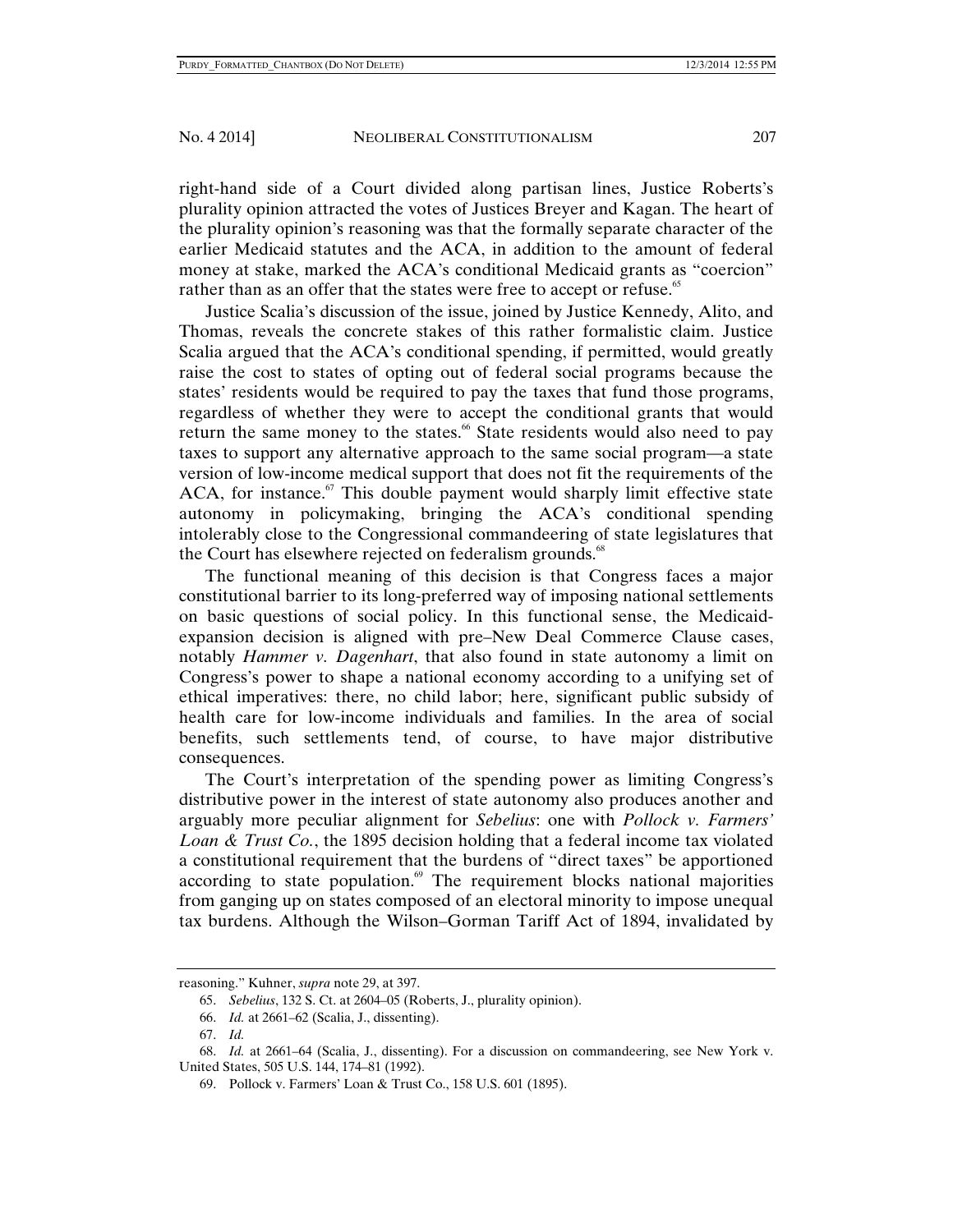right-hand side of a Court divided along partisan lines, Justice Roberts's plurality opinion attracted the votes of Justices Breyer and Kagan. The heart of the plurality opinion's reasoning was that the formally separate character of the earlier Medicaid statutes and the ACA, in addition to the amount of federal money at stake, marked the ACA's conditional Medicaid grants as "coercion" rather than as an offer that the states were free to accept or refuse.[65]

Justice Scalia's discussion of the issue, joined by Justice Kennedy, Alito, and Thomas, reveals the concrete stakes of this rather formalistic claim. Justice Scalia argued that the ACA's conditional spending, if permitted, would greatly raise the cost to states of opting out of federal social programs because the states' residents would be required to pay the taxes that fund those programs, regardless of whether they were to accept the conditional grants that would return the same money to the states.[66] State residents would also need to pay taxes to support any alternative approach to the same social program—a state version of low-income medical support that does not fit the requirements of the ACA, for instance.[67] This double payment would sharply limit effective state autonomy in policymaking, bringing the ACA's conditional spending intolerably close to the Congressional commandeering of state legislatures that the Court has elsewhere rejected on federalism grounds.[68]

The functional meaning of this decision is that Congress faces a major constitutional barrier to its long-preferred way of imposing national settlements on basic questions of social policy. In this functional sense, the Medicaid-expansion decision is aligned with pre–New Deal Commerce Clause cases, notably *Hammer v. Dagenhart*, that also found in state autonomy a limit on Congress's power to shape a national economy according to a unifying set of ethical imperatives: there, no child labor; here, significant public subsidy of health care for low-income individuals and families. In the area of social benefits, such settlements tend, of course, to have major distributive consequences.

The Court's interpretation of the spending power as limiting Congress's distributive power in the interest of state autonomy also produces another and arguably more peculiar alignment for *Sebelius*: one with *Pollock v. Farmers' Loan & Trust Co.*, the 1895 decision holding that a federal income tax violated a constitutional requirement that the burdens of "direct taxes" be apportioned according to state population.[69] The requirement blocks national majorities from ganging up on states composed of an electoral minority to impose unequal tax burdens. Although the Wilson–Gorman Tariff Act of 1894, invalidated by

---

reasoning." Kuhner, *supra* note 29, at 397.

65. *Sebelius*, 132 S. Ct. at 2604–05 (Roberts, J., plurality opinion).

66. *Id.* at 2661–62 (Scalia, J., dissenting).

67. *Id.*

68. *Id.* at 2661–64 (Scalia, J., dissenting). For a discussion on commandeering, see New York v. United States, 505 U.S. 144, 174–81 (1992).

69. Pollock v. Farmers' Loan & Trust Co., 158 U.S. 601 (1895).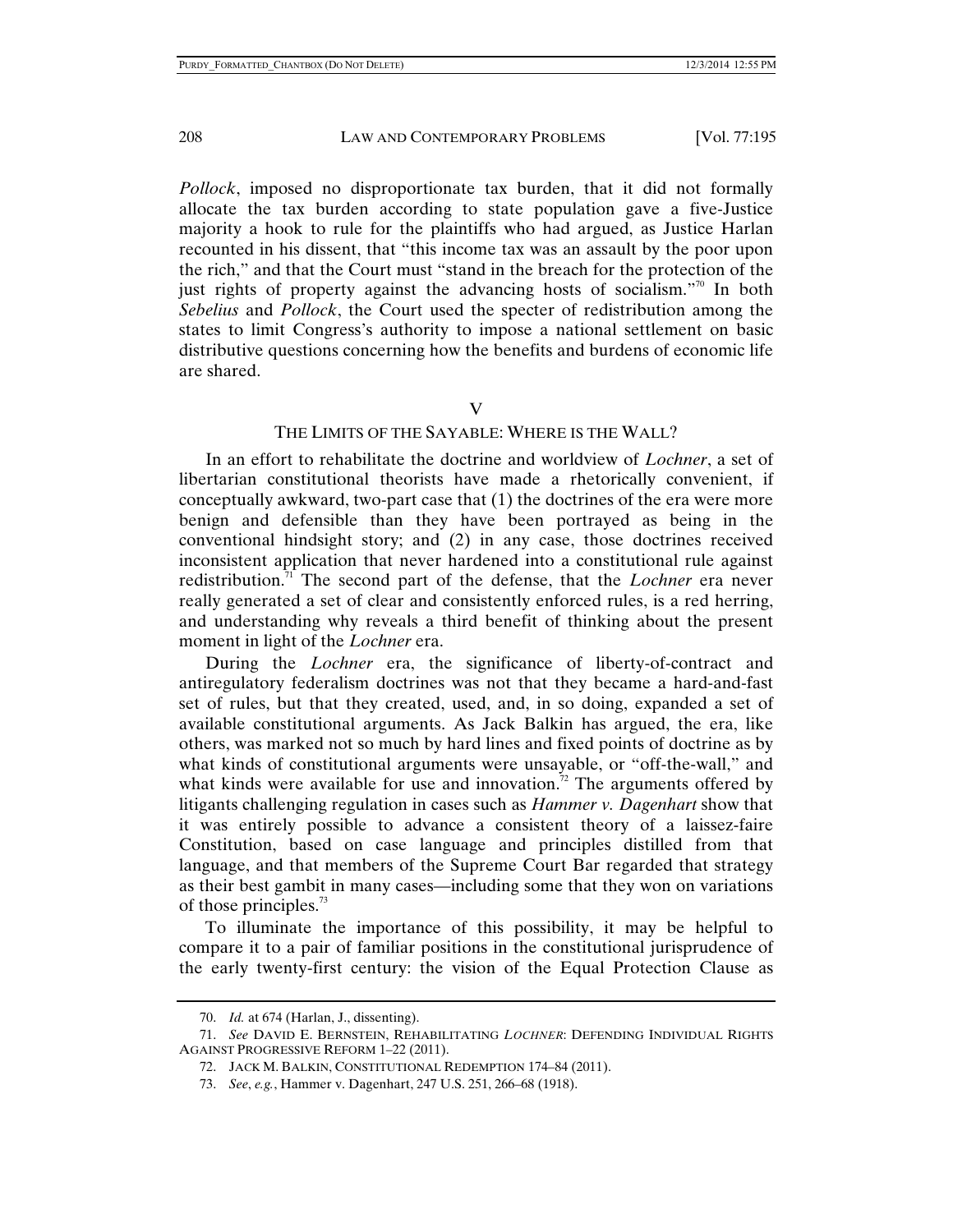*Pollock*, imposed no disproportionate tax burden, that it did not formally allocate the tax burden according to state population gave a five-Justice majority a hook to rule for the plaintiffs who had argued, as Justice Harlan recounted in his dissent, that "this income tax was an assault by the poor upon the rich," and that the Court must "stand in the breach for the protection of the just rights of property against the advancing hosts of socialism."[70] In both *Sebelius* and *Pollock*, the Court used the specter of redistribution among the states to limit Congress's authority to impose a national settlement on basic distributive questions concerning how the benefits and burdens of economic life are shared.

## V
## THE LIMITS OF THE SAYABLE: WHERE IS THE WALL?

In an effort to rehabilitate the doctrine and worldview of *Lochner*, a set of libertarian constitutional theorists have made a rhetorically convenient, if conceptually awkward, two-part case that (1) the doctrines of the era were more benign and defensible than they have been portrayed as being in the conventional hindsight story; and (2) in any case, those doctrines received inconsistent application that never hardened into a constitutional rule against redistribution.[71] The second part of the defense, that the *Lochner* era never really generated a set of clear and consistently enforced rules, is a red herring, and understanding why reveals a third benefit of thinking about the present moment in light of the *Lochner* era.

During the *Lochner* era, the significance of liberty-of-contract and antiregulatory federalism doctrines was not that they became a hard-and-fast set of rules, but that they created, used, and, in so doing, expanded a set of available constitutional arguments. As Jack Balkin has argued, the era, like others, was marked not so much by hard lines and fixed points of doctrine as by what kinds of constitutional arguments were unsayable, or "off-the-wall," and what kinds were available for use and innovation.[72] The arguments offered by litigants challenging regulation in cases such as *Hammer v. Dagenhart* show that it was entirely possible to advance a consistent theory of a laissez-faire Constitution, based on case language and principles distilled from that language, and that members of the Supreme Court Bar regarded that strategy as their best gambit in many cases—including some that they won on variations of those principles.[73]

To illuminate the importance of this possibility, it may be helpful to compare it to a pair of familiar positions in the constitutional jurisprudence of the early twenty-first century: the vision of the Equal Protection Clause as

---

70. *Id.* at 674 (Harlan, J., dissenting).

71. *See* DAVID E. BERNSTEIN, REHABILITATING *LOCHNER*: DEFENDING INDIVIDUAL RIGHTS AGAINST PROGRESSIVE REFORM 1–22 (2011).

72. JACK M. BALKIN, CONSTITUTIONAL REDEMPTION 174–84 (2011).

73. *See*, *e.g.*, Hammer v. Dagenhart, 247 U.S. 251, 266–68 (1918).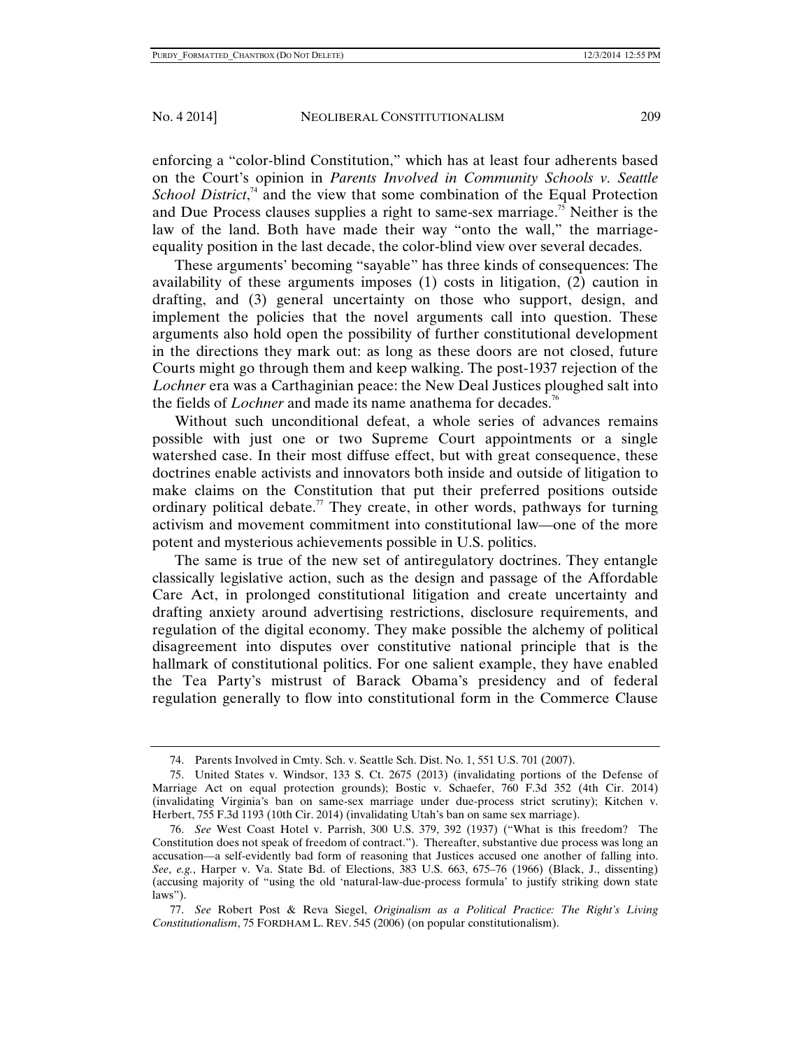enforcing a "color-blind Constitution," which has at least four adherents based on the Court's opinion in *Parents Involved in Community Schools v. Seattle School District*,[74] and the view that some combination of the Equal Protection and Due Process clauses supplies a right to same-sex marriage.[75] Neither is the law of the land. Both have made their way "onto the wall," the marriage-equality position in the last decade, the color-blind view over several decades.

These arguments' becoming "sayable" has three kinds of consequences: The availability of these arguments imposes (1) costs in litigation, (2) caution in drafting, and (3) general uncertainty on those who support, design, and implement the policies that the novel arguments call into question. These arguments also hold open the possibility of further constitutional development in the directions they mark out: as long as these doors are not closed, future Courts might go through them and keep walking. The post-1937 rejection of the *Lochner* era was a Carthaginian peace: the New Deal Justices ploughed salt into the fields of *Lochner* and made its name anathema for decades.[76]

Without such unconditional defeat, a whole series of advances remains possible with just one or two Supreme Court appointments or a single watershed case. In their most diffuse effect, but with great consequence, these doctrines enable activists and innovators both inside and outside of litigation to make claims on the Constitution that put their preferred positions outside ordinary political debate.[77] They create, in other words, pathways for turning activism and movement commitment into constitutional law—one of the more potent and mysterious achievements possible in U.S. politics.

The same is true of the new set of antiregulatory doctrines. They entangle classically legislative action, such as the design and passage of the Affordable Care Act, in prolonged constitutional litigation and create uncertainty and drafting anxiety around advertising restrictions, disclosure requirements, and regulation of the digital economy. They make possible the alchemy of political disagreement into disputes over constitutive national principle that is the hallmark of constitutional politics. For one salient example, they have enabled the Tea Party's mistrust of Barack Obama's presidency and of federal regulation generally to flow into constitutional form in the Commerce Clause

---

74. Parents Involved in Cmty. Sch. v. Seattle Sch. Dist. No. 1, 551 U.S. 701 (2007).

75. United States v. Windsor, 133 S. Ct. 2675 (2013) (invalidating portions of the Defense of Marriage Act on equal protection grounds); Bostic v. Schaefer, 760 F.3d 352 (4th Cir. 2014) (invalidating Virginia's ban on same-sex marriage under due-process strict scrutiny); Kitchen v. Herbert, 755 F.3d 1193 (10th Cir. 2014) (invalidating Utah's ban on same sex marriage).

76. *See* West Coast Hotel v. Parrish, 300 U.S. 379, 392 (1937) ("What is this freedom? The Constitution does not speak of freedom of contract."). Thereafter, substantive due process was long an accusation—a self-evidently bad form of reasoning that Justices accused one another of falling into. *See*, *e.g.*, Harper v. Va. State Bd. of Elections, 383 U.S. 663, 675–76 (1966) (Black, J., dissenting) (accusing majority of "using the old 'natural-law-due-process formula' to justify striking down state laws").

77. *See* Robert Post & Reva Siegel, *Originalism as a Political Practice: The Right's Living Constitutionalism*, 75 FORDHAM L. REV. 545 (2006) (on popular constitutionalism).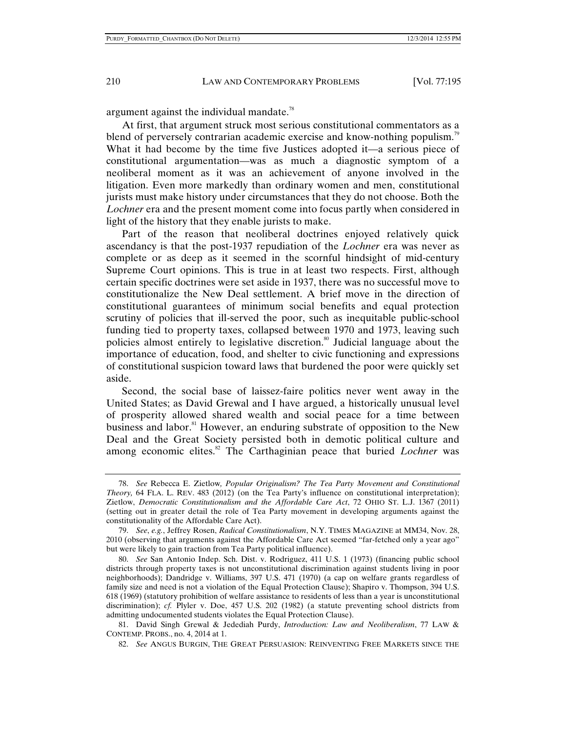argument against the individual mandate.[78]

At first, that argument struck most serious constitutional commentators as a blend of perversely contrarian academic exercise and know-nothing populism.[79] What it had become by the time five Justices adopted it—a serious piece of constitutional argumentation—was as much a diagnostic symptom of a neoliberal moment as it was an achievement of anyone involved in the litigation. Even more markedly than ordinary women and men, constitutional jurists must make history under circumstances that they do not choose. Both the *Lochner* era and the present moment come into focus partly when considered in light of the history that they enable jurists to make.

Part of the reason that neoliberal doctrines enjoyed relatively quick ascendancy is that the post-1937 repudiation of the *Lochner* era was never as complete or as deep as it seemed in the scornful hindsight of mid-century Supreme Court opinions. This is true in at least two respects. First, although certain specific doctrines were set aside in 1937, there was no successful move to constitutionalize the New Deal settlement. A brief move in the direction of constitutional guarantees of minimum social benefits and equal protection scrutiny of policies that ill-served the poor, such as inequitable public-school funding tied to property taxes, collapsed between 1970 and 1973, leaving such policies almost entirely to legislative discretion.[80] Judicial language about the importance of education, food, and shelter to civic functioning and expressions of constitutional suspicion toward laws that burdened the poor were quickly set aside.

Second, the social base of laissez-faire politics never went away in the United States; as David Grewal and I have argued, a historically unusual level of prosperity allowed shared wealth and social peace for a time between business and labor.[81] However, an enduring substrate of opposition to the New Deal and the Great Society persisted both in demotic political culture and among economic elites.[82] The Carthaginian peace that buried *Lochner* was

---

78. *See* Rebecca E. Zietlow, *Popular Originalism? The Tea Party Movement and Constitutional Theory*, 64 FLA. L. REV. 483 (2012) (on the Tea Party's influence on constitutional interpretation); Zietlow, *Democratic Constitutionalism and the Affordable Care Act*, 72 OHIO ST. L.J. 1367 (2011) (setting out in greater detail the role of Tea Party movement in developing arguments against the constitutionality of the Affordable Care Act).

79. *See*, *e.g.*, Jeffrey Rosen, *Radical Constitutionalism*, N.Y. TIMES MAGAZINE at MM34, Nov. 28, 2010 (observing that arguments against the Affordable Care Act seemed "far-fetched only a year ago" but were likely to gain traction from Tea Party political influence).

80. *See* San Antonio Indep. Sch. Dist. v. Rodriguez, 411 U.S. 1 (1973) (financing public school districts through property taxes is not unconstitutional discrimination against students living in poor neighborhoods); Dandridge v. Williams, 397 U.S. 471 (1970) (a cap on welfare grants regardless of family size and need is not a violation of the Equal Protection Clause); Shapiro v. Thompson, 394 U.S. 618 (1969) (statutory prohibition of welfare assistance to residents of less than a year is unconstitutional discrimination); *cf.* Plyler v. Doe, 457 U.S. 202 (1982) (a statute preventing school districts from admitting undocumented students violates the Equal Protection Clause).

81. David Singh Grewal & Jedediah Purdy, *Introduction: Law and Neoliberalism*, 77 LAW & CONTEMP. PROBS., no. 4, 2014 at 1.

82. *See* ANGUS BURGIN, THE GREAT PERSUASION: REINVENTING FREE MARKETS SINCE THE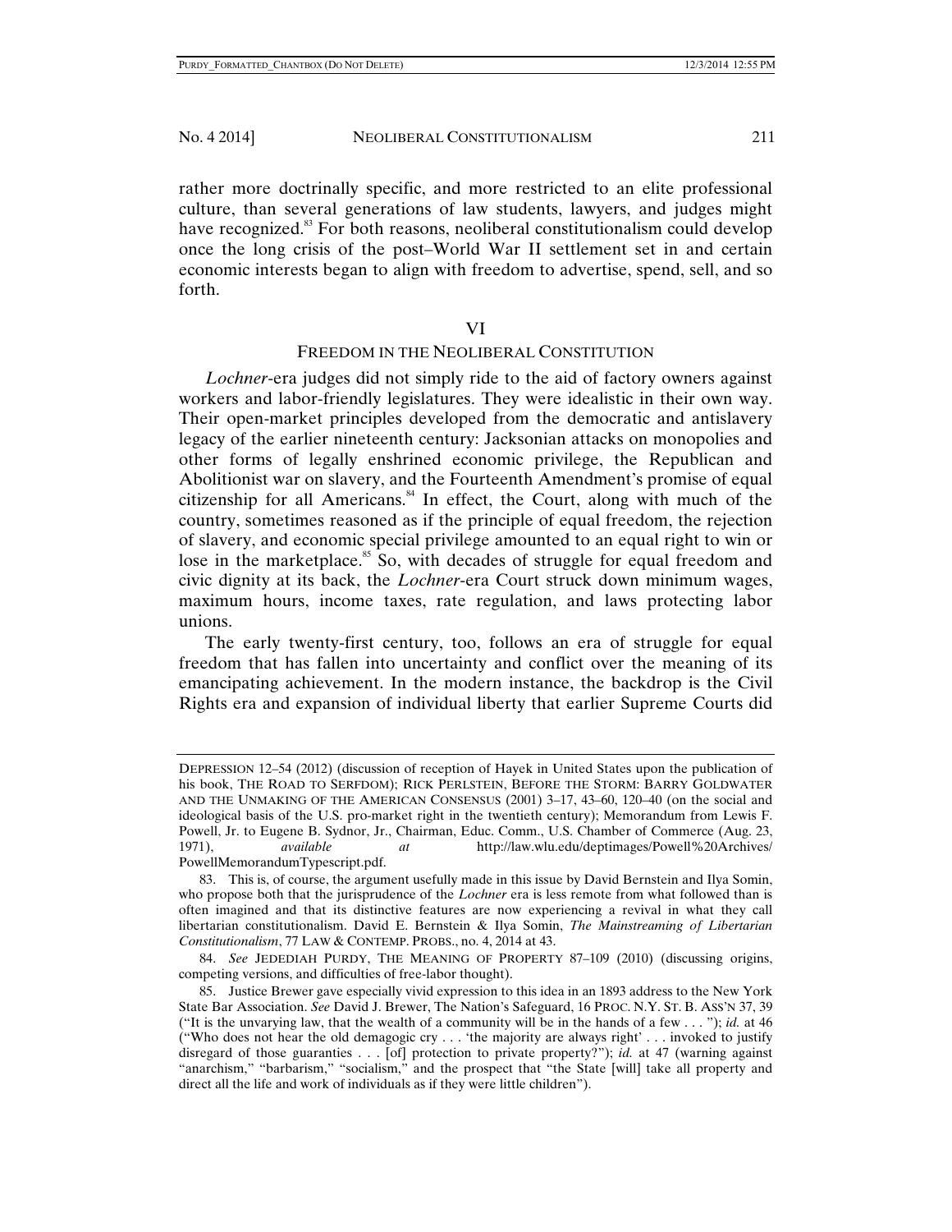rather more doctrinally specific, and more restricted to an elite professional culture, than several generations of law students, lawyers, and judges might have recognized.[83] For both reasons, neoliberal constitutionalism could develop once the long crisis of the post–World War II settlement set in and certain economic interests began to align with freedom to advertise, spend, sell, and so forth.

## VI

## FREEDOM IN THE NEOLIBERAL CONSTITUTION

*Lochner*-era judges did not simply ride to the aid of factory owners against workers and labor-friendly legislatures. They were idealistic in their own way. Their open-market principles developed from the democratic and antislavery legacy of the earlier nineteenth century: Jacksonian attacks on monopolies and other forms of legally enshrined economic privilege, the Republican and Abolitionist war on slavery, and the Fourteenth Amendment's promise of equal citizenship for all Americans.[84] In effect, the Court, along with much of the country, sometimes reasoned as if the principle of equal freedom, the rejection of slavery, and economic special privilege amounted to an equal right to win or lose in the marketplace.[85] So, with decades of struggle for equal freedom and civic dignity at its back, the *Lochner*-era Court struck down minimum wages, maximum hours, income taxes, rate regulation, and laws protecting labor unions.

The early twenty-first century, too, follows an era of struggle for equal freedom that has fallen into uncertainty and conflict over the meaning of its emancipating achievement. In the modern instance, the backdrop is the Civil Rights era and expansion of individual liberty that earlier Supreme Courts did

---

DEPRESSION 12–54 (2012) (discussion of reception of Hayek in United States upon the publication of his book, THE ROAD TO SERFDOM); RICK PERLSTEIN, BEFORE THE STORM: BARRY GOLDWATER AND THE UNMAKING OF THE AMERICAN CONSENSUS (2001) 3–17, 43–60, 120–40 (on the social and ideological basis of the U.S. pro-market right in the twentieth century); Memorandum from Lewis F. Powell, Jr. to Eugene B. Sydnor, Jr., Chairman, Educ. Comm., U.S. Chamber of Commerce (Aug. 23, 1971), *available at* http://law.wlu.edu/deptimages/Powell%20Archives/PowellMemorandumTypescript.pdf.

83. This is, of course, the argument usefully made in this issue by David Bernstein and Ilya Somin, who propose both that the jurisprudence of the *Lochner* era is less remote from what followed than is often imagined and that its distinctive features are now experiencing a revival in what they call libertarian constitutionalism. David E. Bernstein & Ilya Somin, *The Mainstreaming of Libertarian Constitutionalism*, 77 LAW & CONTEMP. PROBS., no. 4, 2014 at 43.

84. *See* JEDEDIAH PURDY, THE MEANING OF PROPERTY 87–109 (2010) (discussing origins, competing versions, and difficulties of free-labor thought).

85. Justice Brewer gave especially vivid expression to this idea in an 1893 address to the New York State Bar Association. *See* David J. Brewer, The Nation's Safeguard, 16 PROC. N.Y. ST. B. ASS'N 37, 39 ("It is the unvarying law, that the wealth of a community will be in the hands of a few . . . "); *id.* at 46 ("Who does not hear the old demagogic cry . . . 'the majority are always right' . . . invoked to justify disregard of those guaranties . . . [of] protection to private property?"); *id.* at 47 (warning against "anarchism," "barbarism," "socialism," and the prospect that "the State [will] take all property and direct all the life and work of individuals as if they were little children").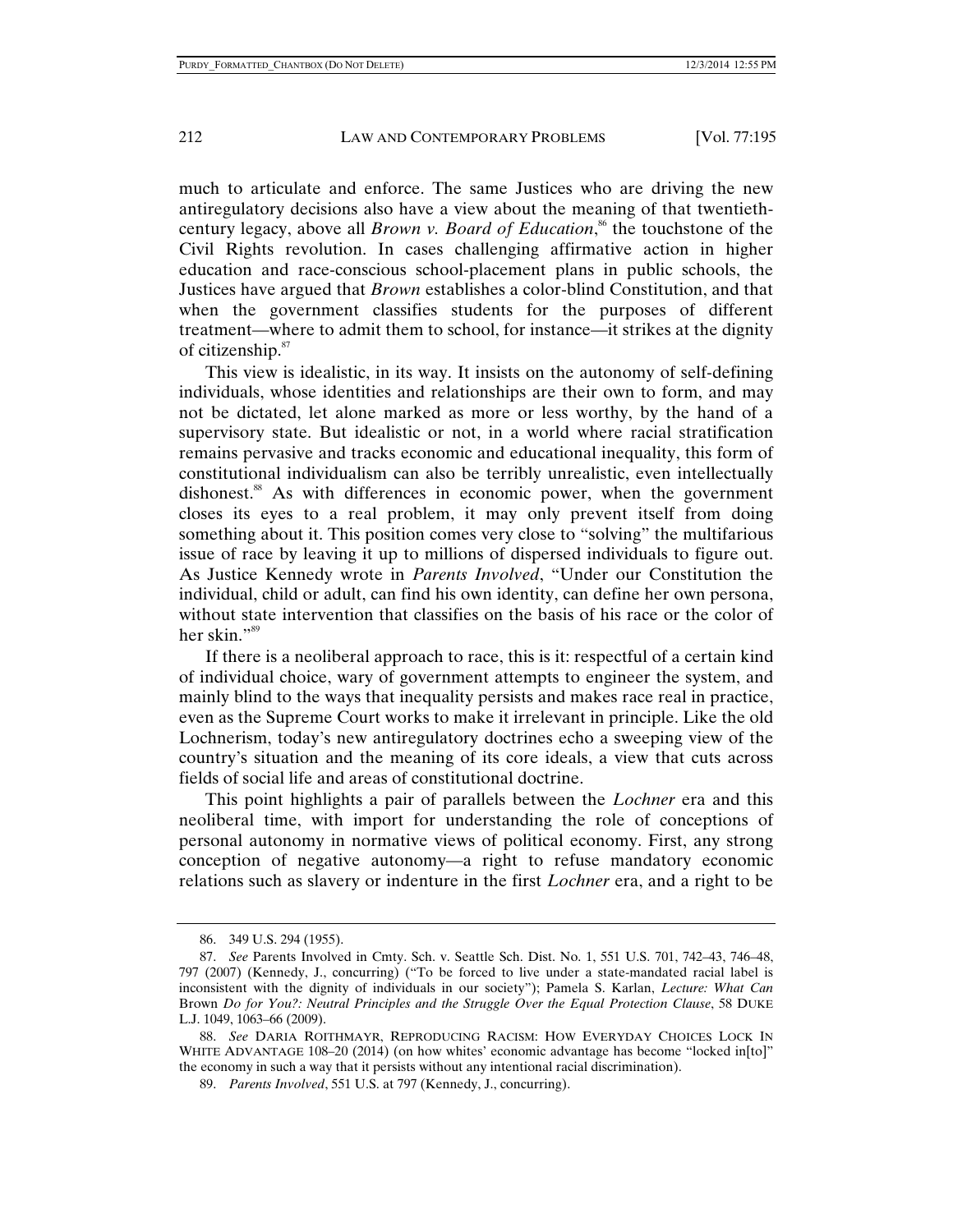much to articulate and enforce. The same Justices who are driving the new antiregulatory decisions also have a view about the meaning of that twentieth-century legacy, above all *Brown v. Board of Education*,[86] the touchstone of the Civil Rights revolution. In cases challenging affirmative action in higher education and race-conscious school-placement plans in public schools, the Justices have argued that *Brown* establishes a color-blind Constitution, and that when the government classifies students for the purposes of different treatment—where to admit them to school, for instance—it strikes at the dignity of citizenship.[87]

This view is idealistic, in its way. It insists on the autonomy of self-defining individuals, whose identities and relationships are their own to form, and may not be dictated, let alone marked as more or less worthy, by the hand of a supervisory state. But idealistic or not, in a world where racial stratification remains pervasive and tracks economic and educational inequality, this form of constitutional individualism can also be terribly unrealistic, even intellectually dishonest.[88] As with differences in economic power, when the government closes its eyes to a real problem, it may only prevent itself from doing something about it. This position comes very close to "solving" the multifarious issue of race by leaving it up to millions of dispersed individuals to figure out. As Justice Kennedy wrote in *Parents Involved*, "Under our Constitution the individual, child or adult, can find his own identity, can define her own persona, without state intervention that classifies on the basis of his race or the color of her skin."[89]

If there is a neoliberal approach to race, this is it: respectful of a certain kind of individual choice, wary of government attempts to engineer the system, and mainly blind to the ways that inequality persists and makes race real in practice, even as the Supreme Court works to make it irrelevant in principle. Like the old Lochnerism, today's new antiregulatory doctrines echo a sweeping view of the country's situation and the meaning of its core ideals, a view that cuts across fields of social life and areas of constitutional doctrine.

This point highlights a pair of parallels between the *Lochner* era and this neoliberal time, with import for understanding the role of conceptions of personal autonomy in normative views of political economy. First, any strong conception of negative autonomy—a right to refuse mandatory economic relations such as slavery or indenture in the first *Lochner* era, and a right to be

---

86. 349 U.S. 294 (1955).

87. *See* Parents Involved in Cmty. Sch. v. Seattle Sch. Dist. No. 1, 551 U.S. 701, 742–43, 746–48, 797 (2007) (Kennedy, J., concurring) ("To be forced to live under a state-mandated racial label is inconsistent with the dignity of individuals in our society"); Pamela S. Karlan, *Lecture: What Can* Brown *Do for You?: Neutral Principles and the Struggle Over the Equal Protection Clause*, 58 DUKE L.J. 1049, 1063–66 (2009).

88. *See* DARIA ROITHMAYR, REPRODUCING RACISM: HOW EVERYDAY CHOICES LOCK IN WHITE ADVANTAGE 108–20 (2014) (on how whites' economic advantage has become "locked in[to]" the economy in such a way that it persists without any intentional racial discrimination).

89. *Parents Involved*, 551 U.S. at 797 (Kennedy, J., concurring).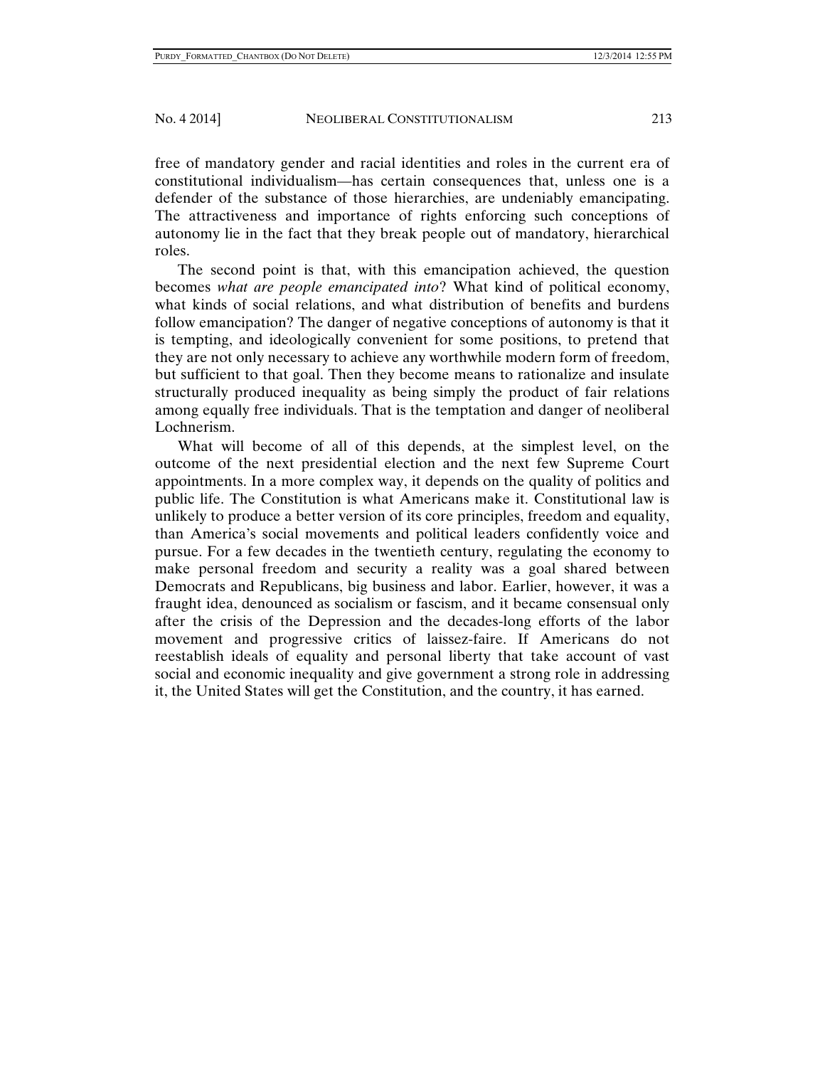free of mandatory gender and racial identities and roles in the current era of constitutional individualism—has certain consequences that, unless one is a defender of the substance of those hierarchies, are undeniably emancipating. The attractiveness and importance of rights enforcing such conceptions of autonomy lie in the fact that they break people out of mandatory, hierarchical roles.

The second point is that, with this emancipation achieved, the question becomes *what are people emancipated into*? What kind of political economy, what kinds of social relations, and what distribution of benefits and burdens follow emancipation? The danger of negative conceptions of autonomy is that it is tempting, and ideologically convenient for some positions, to pretend that they are not only necessary to achieve any worthwhile modern form of freedom, but sufficient to that goal. Then they become means to rationalize and insulate structurally produced inequality as being simply the product of fair relations among equally free individuals. That is the temptation and danger of neoliberal Lochnerism.

What will become of all of this depends, at the simplest level, on the outcome of the next presidential election and the next few Supreme Court appointments. In a more complex way, it depends on the quality of politics and public life. The Constitution is what Americans make it. Constitutional law is unlikely to produce a better version of its core principles, freedom and equality, than America's social movements and political leaders confidently voice and pursue. For a few decades in the twentieth century, regulating the economy to make personal freedom and security a reality was a goal shared between Democrats and Republicans, big business and labor. Earlier, however, it was a fraught idea, denounced as socialism or fascism, and it became consensual only after the crisis of the Depression and the decades-long efforts of the labor movement and progressive critics of laissez-faire. If Americans do not reestablish ideals of equality and personal liberty that take account of vast social and economic inequality and give government a strong role in addressing it, the United States will get the Constitution, and the country, it has earned.